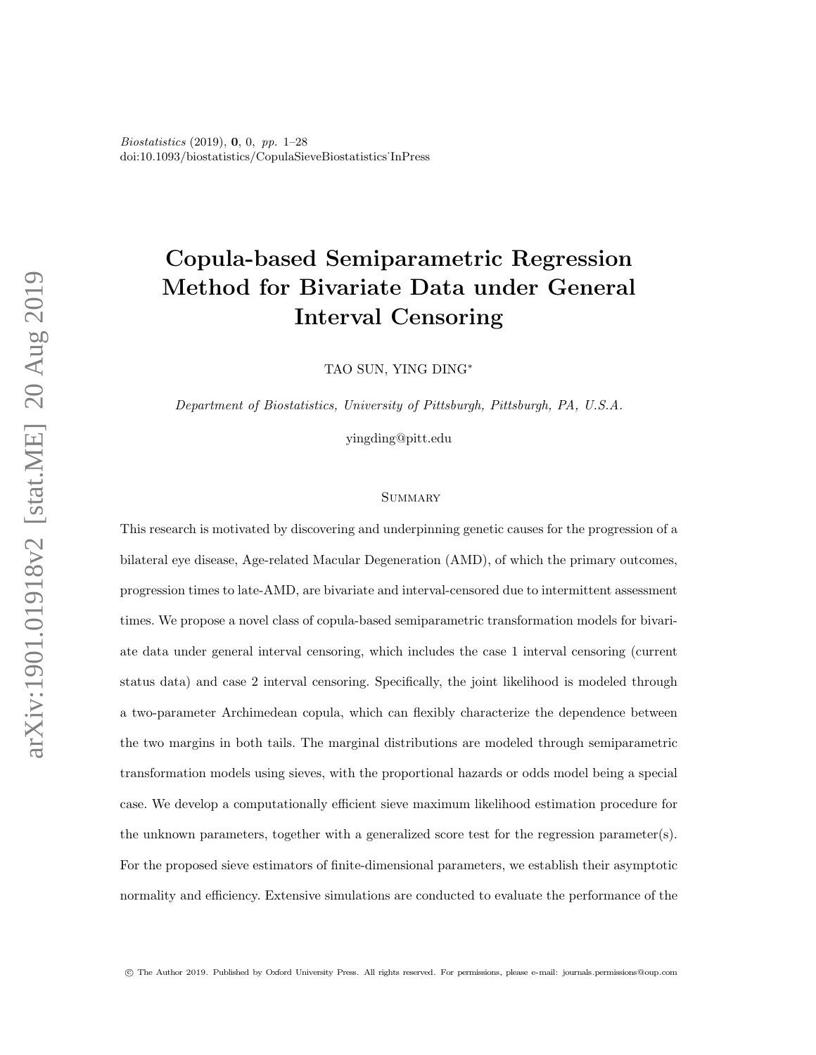# Copula-based Semiparametric Regression Method for Bivariate Data under General Interval Censoring

TAO SUN, YING DING*

*Department of Biostatistics, University of Pittsburgh, Pittsburgh, PA, U.S.A.*

yingding@pitt.edu

## Summary

This research is motivated by discovering and underpinning genetic causes for the progression of a bilateral eye disease, Age-related Macular Degeneration (AMD), of which the primary outcomes, progression times to late-AMD, are bivariate and interval-censored due to intermittent assessment times. We propose a novel class of copula-based semiparametric transformation models for bivariate data under general interval censoring, which includes the case 1 interval censoring (current status data) and case 2 interval censoring. Specifically, the joint likelihood is modeled through a two-parameter Archimedean copula, which can flexibly characterize the dependence between the two margins in both tails. The marginal distributions are modeled through semiparametric transformation models using sieves, with the proportional hazards or odds model being a special case. We develop a computationally efficient sieve maximum likelihood estimation procedure for the unknown parameters, together with a generalized score test for the regression parameter(s). For the proposed sieve estimators of finite-dimensional parameters, we establish their asymptotic normality and efficiency. Extensive simulations are conducted to evaluate the performance of the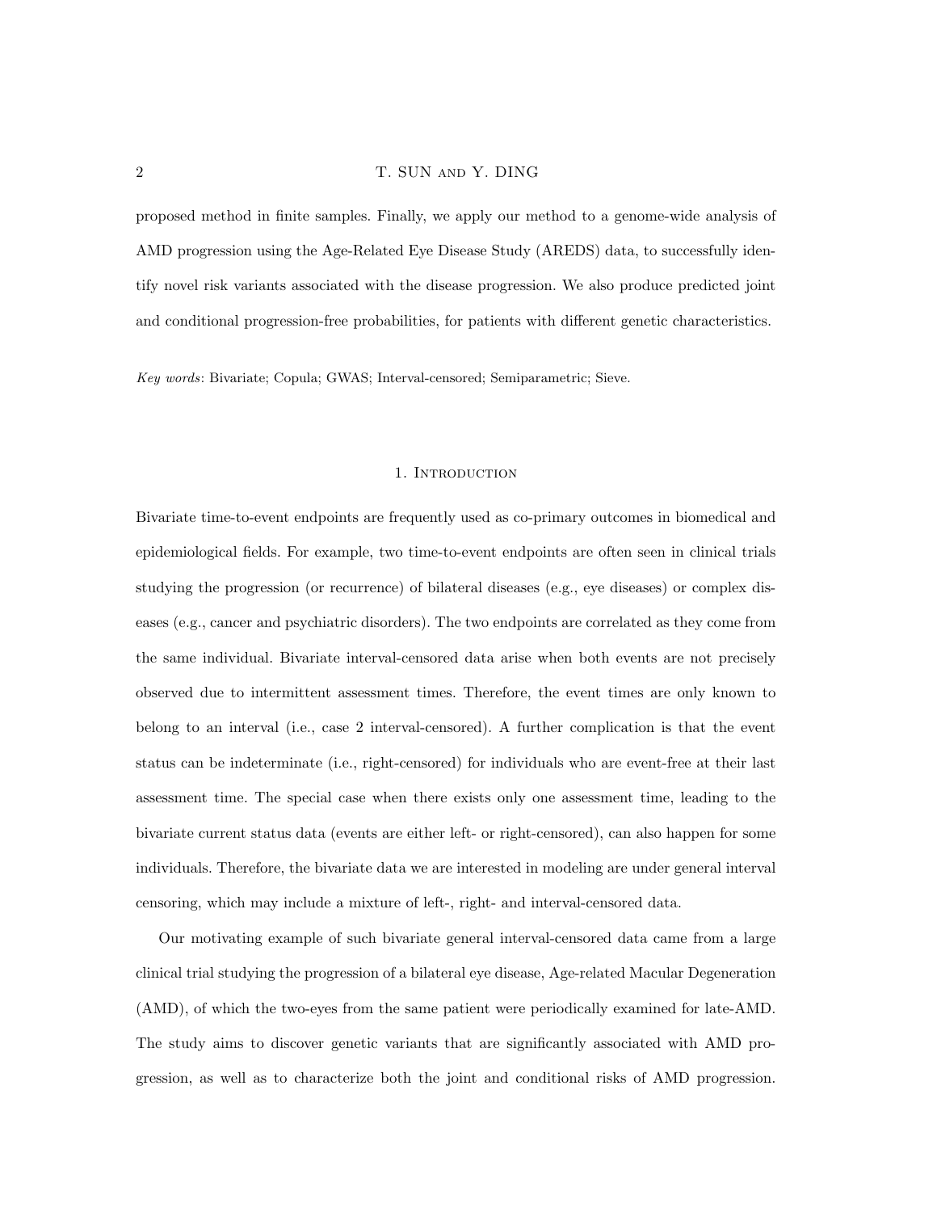proposed method in finite samples. Finally, we apply our method to a genome-wide analysis of AMD progression using the Age-Related Eye Disease Study (AREDS) data, to successfully identify novel risk variants associated with the disease progression. We also produce predicted joint and conditional progression-free probabilities, for patients with different genetic characteristics.

*Key words*: Bivariate; Copula; GWAS; Interval-censored; Semiparametric; Sieve.

## 1. Introduction

Bivariate time-to-event endpoints are frequently used as co-primary outcomes in biomedical and epidemiological fields. For example, two time-to-event endpoints are often seen in clinical trials studying the progression (or recurrence) of bilateral diseases (e.g., eye diseases) or complex diseases (e.g., cancer and psychiatric disorders). The two endpoints are correlated as they come from the same individual. Bivariate interval-censored data arise when both events are not precisely observed due to intermittent assessment times. Therefore, the event times are only known to belong to an interval (i.e., case 2 interval-censored). A further complication is that the event status can be indeterminate (i.e., right-censored) for individuals who are event-free at their last assessment time. The special case when there exists only one assessment time, leading to the bivariate current status data (events are either left- or right-censored), can also happen for some individuals. Therefore, the bivariate data we are interested in modeling are under general interval censoring, which may include a mixture of left-, right- and interval-censored data.

Our motivating example of such bivariate general interval-censored data came from a large clinical trial studying the progression of a bilateral eye disease, Age-related Macular Degeneration (AMD), of which the two-eyes from the same patient were periodically examined for late-AMD. The study aims to discover genetic variants that are significantly associated with AMD progression, as well as to characterize both the joint and conditional risks of AMD progression.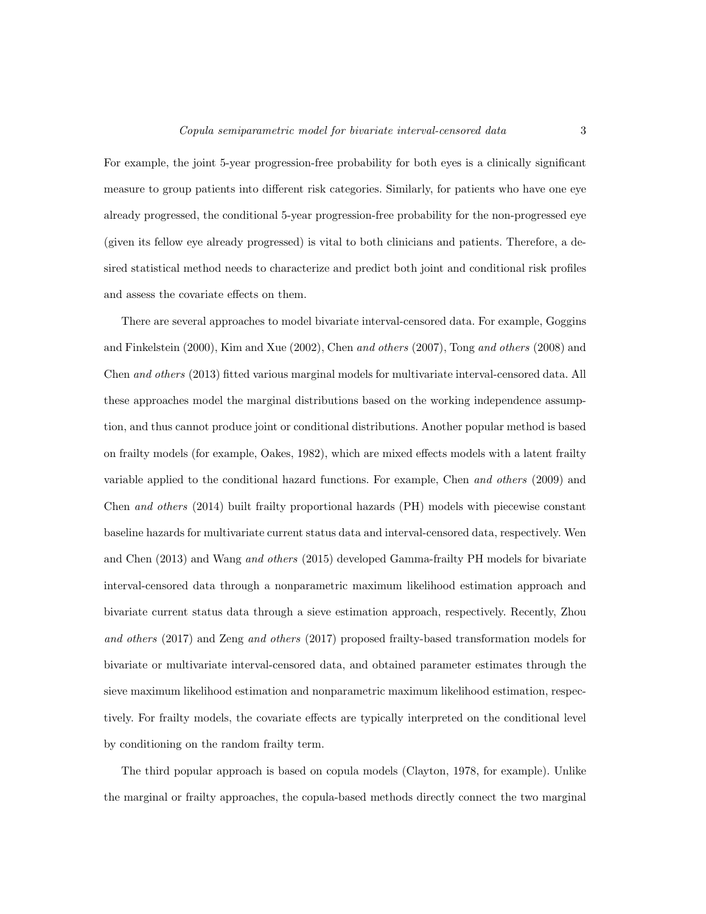For example, the joint 5-year progression-free probability for both eyes is a clinically significant measure to group patients into different risk categories. Similarly, for patients who have one eye already progressed, the conditional 5-year progression-free probability for the non-progressed eye (given its fellow eye already progressed) is vital to both clinicians and patients. Therefore, a desired statistical method needs to characterize and predict both joint and conditional risk profiles and assess the covariate effects on them.

There are several approaches to model bivariate interval-censored data. For example, Goggins and Finkelstein (2000), Kim and Xue (2002), Chen *and others* (2007), Tong *and others* (2008) and Chen *and others* (2013) fitted various marginal models for multivariate interval-censored data. All these approaches model the marginal distributions based on the working independence assumption, and thus cannot produce joint or conditional distributions. Another popular method is based on frailty models (for example, Oakes, 1982), which are mixed effects models with a latent frailty variable applied to the conditional hazard functions. For example, Chen *and others* (2009) and Chen *and others* (2014) built frailty proportional hazards (PH) models with piecewise constant baseline hazards for multivariate current status data and interval-censored data, respectively. Wen and Chen (2013) and Wang *and others* (2015) developed Gamma-frailty PH models for bivariate interval-censored data through a nonparametric maximum likelihood estimation approach and bivariate current status data through a sieve estimation approach, respectively. Recently, Zhou *and others* (2017) and Zeng *and others* (2017) proposed frailty-based transformation models for bivariate or multivariate interval-censored data, and obtained parameter estimates through the sieve maximum likelihood estimation and nonparametric maximum likelihood estimation, respectively. For frailty models, the covariate effects are typically interpreted on the conditional level by conditioning on the random frailty term.

The third popular approach is based on copula models (Clayton, 1978, for example). Unlike the marginal or frailty approaches, the copula-based methods directly connect the two marginal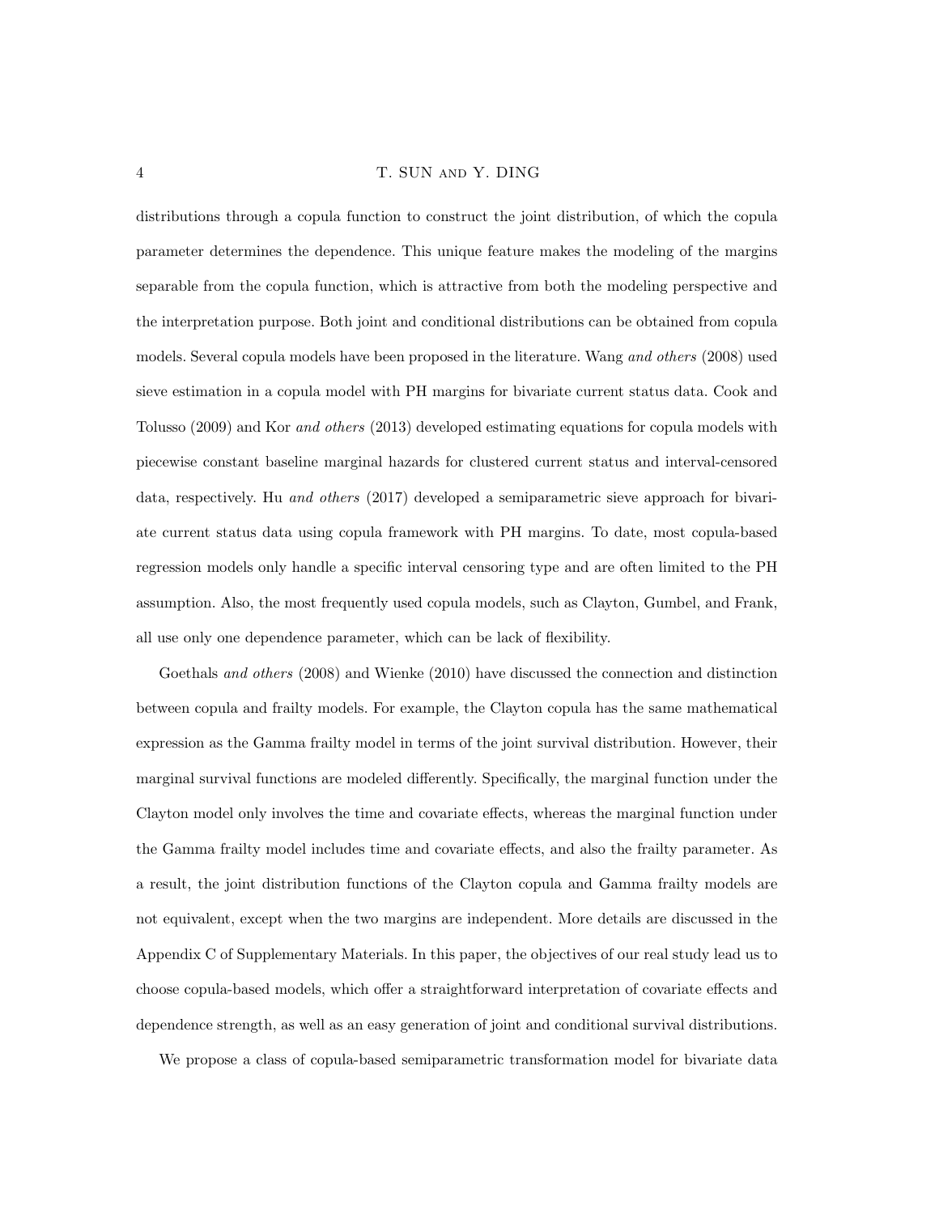distributions through a copula function to construct the joint distribution, of which the copula parameter determines the dependence. This unique feature makes the modeling of the margins separable from the copula function, which is attractive from both the modeling perspective and the interpretation purpose. Both joint and conditional distributions can be obtained from copula models. Several copula models have been proposed in the literature. Wang *and others* (2008) used sieve estimation in a copula model with PH margins for bivariate current status data. Cook and Tolusso (2009) and Kor *and others* (2013) developed estimating equations for copula models with piecewise constant baseline marginal hazards for clustered current status and interval-censored data, respectively. Hu *and others* (2017) developed a semiparametric sieve approach for bivariate current status data using copula framework with PH margins. To date, most copula-based regression models only handle a specific interval censoring type and are often limited to the PH assumption. Also, the most frequently used copula models, such as Clayton, Gumbel, and Frank, all use only one dependence parameter, which can be lack of flexibility.

Goethals *and others* (2008) and Wienke (2010) have discussed the connection and distinction between copula and frailty models. For example, the Clayton copula has the same mathematical expression as the Gamma frailty model in terms of the joint survival distribution. However, their marginal survival functions are modeled differently. Specifically, the marginal function under the Clayton model only involves the time and covariate effects, whereas the marginal function under the Gamma frailty model includes time and covariate effects, and also the frailty parameter. As a result, the joint distribution functions of the Clayton copula and Gamma frailty models are not equivalent, except when the two margins are independent. More details are discussed in the Appendix C of Supplementary Materials. In this paper, the objectives of our real study lead us to choose copula-based models, which offer a straightforward interpretation of covariate effects and dependence strength, as well as an easy generation of joint and conditional survival distributions.

We propose a class of copula-based semiparametric transformation model for bivariate data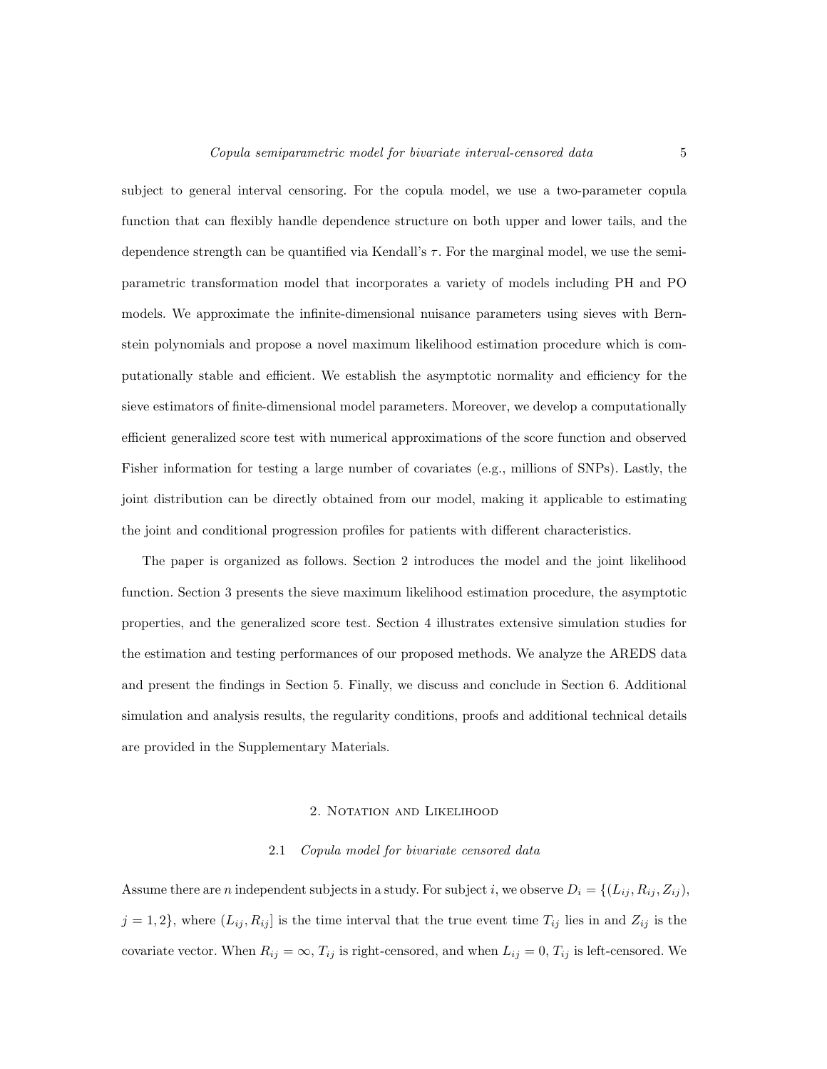subject to general interval censoring. For the copula model, we use a two-parameter copula function that can flexibly handle dependence structure on both upper and lower tails, and the dependence strength can be quantified via Kendall's $\tau$. For the marginal model, we use the semi-parametric transformation model that incorporates a variety of models including PH and PO models. We approximate the infinite-dimensional nuisance parameters using sieves with Bernstein polynomials and propose a novel maximum likelihood estimation procedure which is computationally stable and efficient. We establish the asymptotic normality and efficiency for the sieve estimators of finite-dimensional model parameters. Moreover, we develop a computationally efficient generalized score test with numerical approximations of the score function and observed Fisher information for testing a large number of covariates (e.g., millions of SNPs). Lastly, the joint distribution can be directly obtained from our model, making it applicable to estimating the joint and conditional progression profiles for patients with different characteristics.

The paper is organized as follows. Section 2 introduces the model and the joint likelihood function. Section 3 presents the sieve maximum likelihood estimation procedure, the asymptotic properties, and the generalized score test. Section 4 illustrates extensive simulation studies for the estimation and testing performances of our proposed methods. We analyze the AREDS data and present the findings in Section 5. Finally, we discuss and conclude in Section 6. Additional simulation and analysis results, the regularity conditions, proofs and additional technical details are provided in the Supplementary Materials.

## 2. Notation and Likelihood

### 2.1 *Copula model for bivariate censored data*

Assume there are $n$ independent subjects in a study. For subject $i$, we observe $D_i = \{(L_{ij}, R_{ij}, Z_{ij}), j = 1, 2\}$, where $(L_{ij}, R_{ij}]$ is the time interval that the true event time $T_{ij}$ lies in and $Z_{ij}$ is the covariate vector. When $R_{ij} = \infty$, $T_{ij}$ is right-censored, and when $L_{ij} = 0$, $T_{ij}$ is left-censored. We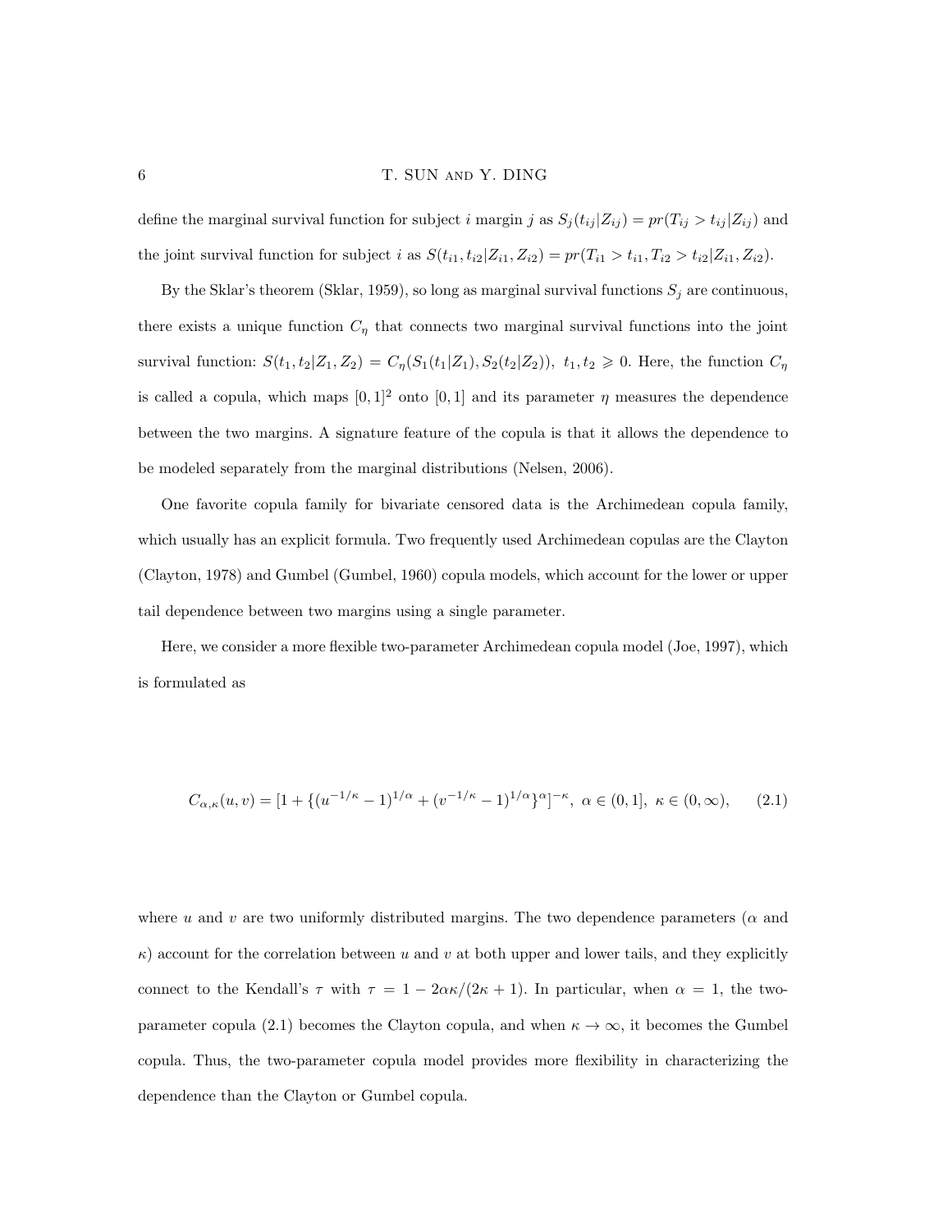define the marginal survival function for subject $i$ margin $j$ as $S_j(t_{ij}|Z_{ij}) = pr(T_{ij} > t_{ij}|Z_{ij})$ and the joint survival function for subject $i$ as $S(t_{i1}, t_{i2}|Z_{i1}, Z_{i2}) = pr(T_{i1} > t_{i1}, T_{i2} > t_{i2}|Z_{i1}, Z_{i2})$.

By the Sklar's theorem (Sklar, 1959), so long as marginal survival functions $S_j$ are continuous, there exists a unique function $C_\eta$ that connects two marginal survival functions into the joint survival function: $S(t_1, t_2|Z_1, Z_2) = C_\eta(S_1(t_1|Z_1), S_2(t_2|Z_2)),\ t_1, t_2 \geqslant 0$. Here, the function $C_\eta$ is called a copula, which maps $[0, 1]^2$ onto $[0, 1]$ and its parameter $\eta$ measures the dependence between the two margins. A signature feature of the copula is that it allows the dependence to be modeled separately from the marginal distributions (Nelsen, 2006).

One favorite copula family for bivariate censored data is the Archimedean copula family, which usually has an explicit formula. Two frequently used Archimedean copulas are the Clayton (Clayton, 1978) and Gumbel (Gumbel, 1960) copula models, which account for the lower or upper tail dependence between two margins using a single parameter.

Here, we consider a more flexible two-parameter Archimedean copula model (Joe, 1997), which is formulated as

$$C_{\alpha,\kappa}(u, v) = [1 + \{(u^{-1/\kappa} - 1)^{1/\alpha} + (v^{-1/\kappa} - 1)^{1/\alpha}\}^{\alpha}]^{-\kappa},\ \alpha \in (0, 1],\ \kappa \in (0, \infty), \qquad (2.1)$$

where $u$ and $v$ are two uniformly distributed margins. The two dependence parameters ($\alpha$ and $\kappa$) account for the correlation between $u$ and $v$ at both upper and lower tails, and they explicitly connect to the Kendall's $\tau$ with $\tau = 1 - 2\alpha\kappa/(2\kappa + 1)$. In particular, when $\alpha = 1$, the two-parameter copula (2.1) becomes the Clayton copula, and when $\kappa \to \infty$, it becomes the Gumbel copula. Thus, the two-parameter copula model provides more flexibility in characterizing the dependence than the Clayton or Gumbel copula.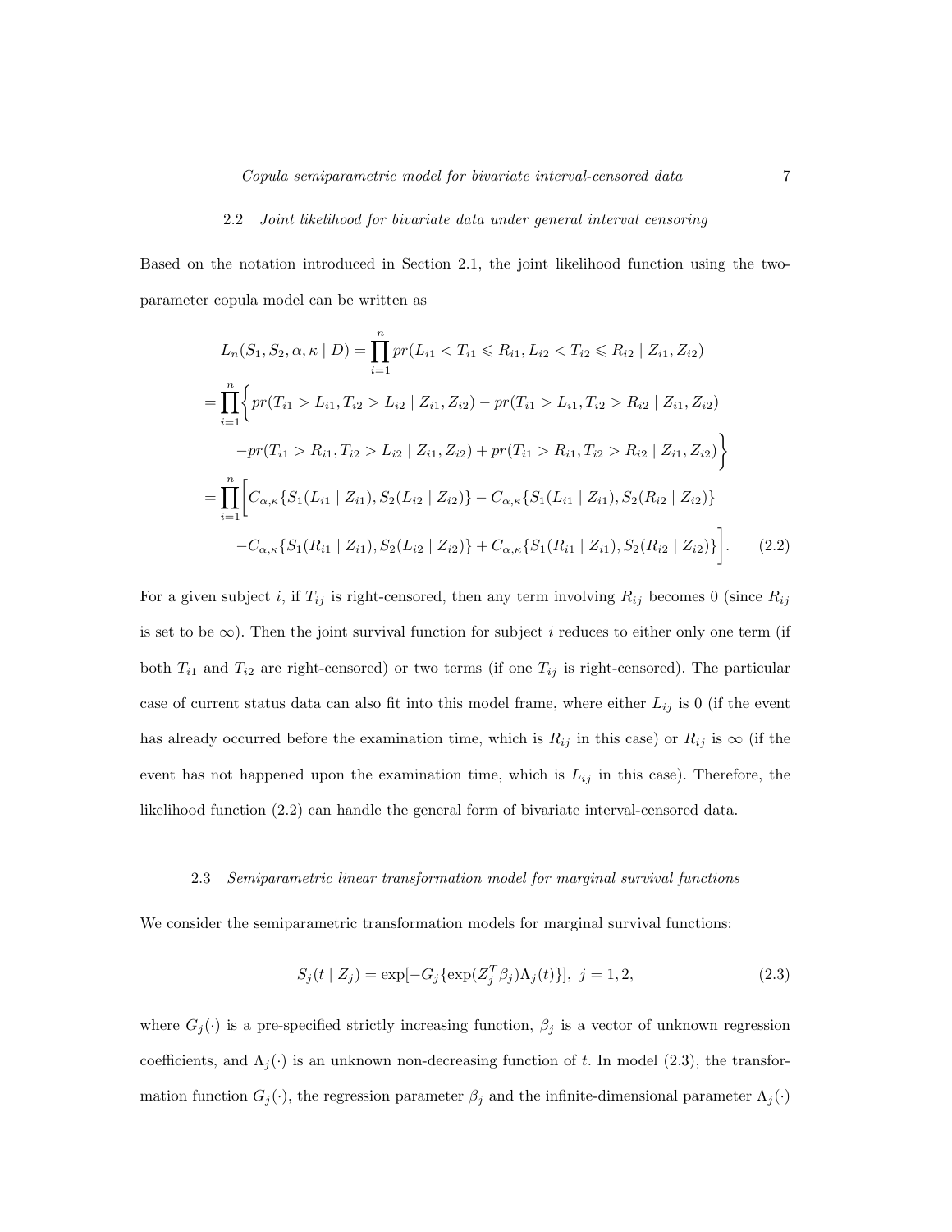### 2.2 *Joint likelihood for bivariate data under general interval censoring*

Based on the notation introduced in Section 2.1, the joint likelihood function using the two-parameter copula model can be written as

$$
\begin{aligned}
L_n(S_1, S_2, \alpha, \kappa \mid D) &= \prod_{i=1}^{n} pr(L_{i1} < T_{i1} \leqslant R_{i1}, L_{i2} < T_{i2} \leqslant R_{i2} \mid Z_{i1}, Z_{i2}) \\
&= \prod_{i=1}^{n} \Big\{ pr(T_{i1} > L_{i1}, T_{i2} > L_{i2} \mid Z_{i1}, Z_{i2}) - pr(T_{i1} > L_{i1}, T_{i2} > R_{i2} \mid Z_{i1}, Z_{i2}) \\
&\quad - pr(T_{i1} > R_{i1}, T_{i2} > L_{i2} \mid Z_{i1}, Z_{i2}) + pr(T_{i1} > R_{i1}, T_{i2} > R_{i2} \mid Z_{i1}, Z_{i2}) \Big\} \\
&= \prod_{i=1}^{n} \Big[ C_{\alpha,\kappa}\{S_1(L_{i1} \mid Z_{i1}), S_2(L_{i2} \mid Z_{i2})\} - C_{\alpha,\kappa}\{S_1(L_{i1} \mid Z_{i1}), S_2(R_{i2} \mid Z_{i2})\} \\
&\quad - C_{\alpha,\kappa}\{S_1(R_{i1} \mid Z_{i1}), S_2(L_{i2} \mid Z_{i2})\} + C_{\alpha,\kappa}\{S_1(R_{i1} \mid Z_{i1}), S_2(R_{i2} \mid Z_{i2})\} \Big]. \qquad (2.2)
\end{aligned}
$$

For a given subject $i$, if $T_{ij}$ is right-censored, then any term involving $R_{ij}$ becomes 0 (since $R_{ij}$ is set to be $\infty$). Then the joint survival function for subject $i$ reduces to either only one term (if both $T_{i1}$ and $T_{i2}$ are right-censored) or two terms (if one $T_{ij}$ is right-censored). The particular case of current status data can also fit into this model frame, where either $L_{ij}$ is 0 (if the event has already occurred before the examination time, which is $R_{ij}$ in this case) or $R_{ij}$ is $\infty$ (if the event has not happened upon the examination time, which is $L_{ij}$ in this case). Therefore, the likelihood function (2.2) can handle the general form of bivariate interval-censored data.

### 2.3 *Semiparametric linear transformation model for marginal survival functions*

We consider the semiparametric transformation models for marginal survival functions:

$$
S_j(t \mid Z_j) = \exp[-G_j\{\exp(Z_j^T \beta_j)\Lambda_j(t)\}], \; j = 1, 2, \qquad (2.3)
$$

where $G_j(\cdot)$ is a pre-specified strictly increasing function, $\beta_j$ is a vector of unknown regression coefficients, and $\Lambda_j(\cdot)$ is an unknown non-decreasing function of $t$. In model (2.3), the transformation function $G_j(\cdot)$, the regression parameter $\beta_j$ and the infinite-dimensional parameter $\Lambda_j(\cdot)$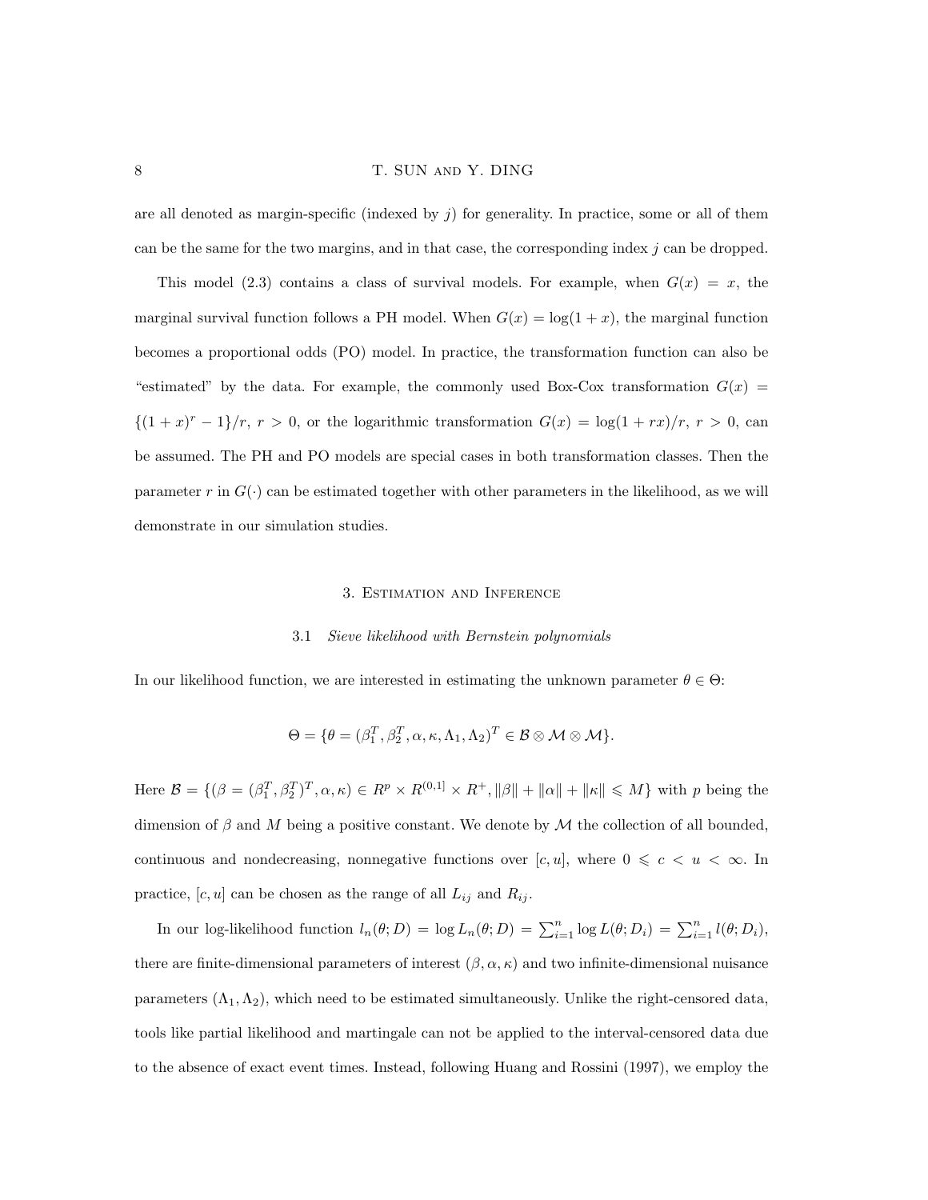are all denoted as margin-specific (indexed by $j$) for generality. In practice, some or all of them can be the same for the two margins, and in that case, the corresponding index $j$ can be dropped.

This model (2.3) contains a class of survival models. For example, when $G(x) = x$, the marginal survival function follows a PH model. When $G(x) = \log(1 + x)$, the marginal function becomes a proportional odds (PO) model. In practice, the transformation function can also be "estimated" by the data. For example, the commonly used Box-Cox transformation $G(x) = \{(1 + x)^r - 1\}/r$, $r > 0$, or the logarithmic transformation $G(x) = \log(1 + rx)/r$, $r > 0$, can be assumed. The PH and PO models are special cases in both transformation classes. Then the parameter $r$ in $G(\cdot)$ can be estimated together with other parameters in the likelihood, as we will demonstrate in our simulation studies.

## 3. Estimation and Inference

### 3.1 *Sieve likelihood with Bernstein polynomials*

In our likelihood function, we are interested in estimating the unknown parameter $\theta \in \Theta$:

$$\Theta = \{\theta = (\beta_1^T, \beta_2^T, \alpha, \kappa, \Lambda_1, \Lambda_2)^T \in \mathcal{B} \otimes \mathcal{M} \otimes \mathcal{M}\}.$$

Here $\mathcal{B} = \{(\beta = (\beta_1^T, \beta_2^T)^T, \alpha, \kappa) \in R^p \times R^{(0,1]} \times R^+, \|\beta\| + \|\alpha\| + \|\kappa\| \leqslant M\}$ with $p$ being the dimension of $\beta$ and $M$ being a positive constant. We denote by $\mathcal{M}$ the collection of all bounded, continuous and nondecreasing, nonnegative functions over $[c, u]$, where $0 \leqslant c < u < \infty$. In practice, $[c, u]$ can be chosen as the range of all $L_{ij}$ and $R_{ij}$.

In our log-likelihood function $l_n(\theta; D) = \log L_n(\theta; D) = \sum_{i=1}^n \log L(\theta; D_i) = \sum_{i=1}^n l(\theta; D_i)$, there are finite-dimensional parameters of interest $(\beta, \alpha, \kappa)$ and two infinite-dimensional nuisance parameters $(\Lambda_1, \Lambda_2)$, which need to be estimated simultaneously. Unlike the right-censored data, tools like partial likelihood and martingale can not be applied to the interval-censored data due to the absence of exact event times. Instead, following Huang and Rossini (1997), we employ the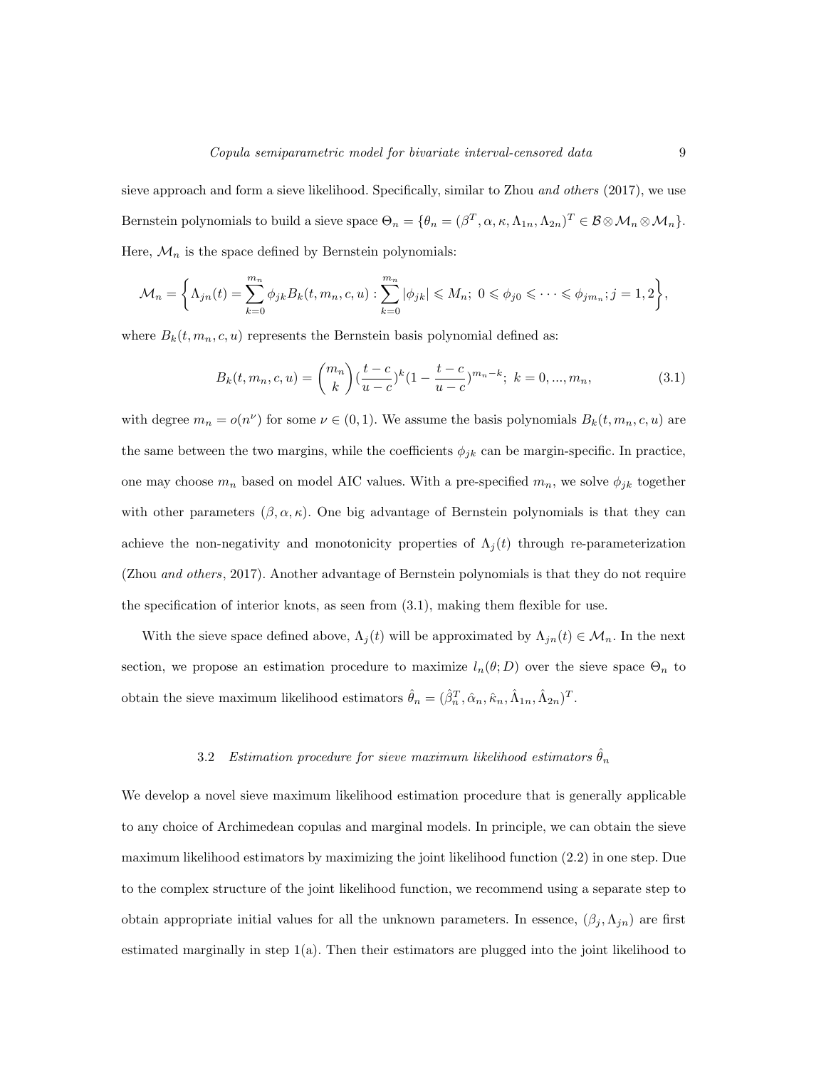sieve approach and form a sieve likelihood. Specifically, similar to Zhou *and others* (2017), we use Bernstein polynomials to build a sieve space $\Theta_n = \{\theta_n = (\beta^T, \alpha, \kappa, \Lambda_{1n}, \Lambda_{2n})^T \in \mathcal{B} \otimes \mathcal{M}_n \otimes \mathcal{M}_n\}$. Here, $\mathcal{M}_n$ is the space defined by Bernstein polynomials:

$$\mathcal{M}_n = \left\{ \Lambda_{jn}(t) = \sum_{k=0}^{m_n} \phi_{jk} B_k(t, m_n, c, u) : \sum_{k=0}^{m_n} |\phi_{jk}| \leqslant M_n;\ 0 \leqslant \phi_{j0} \leqslant \cdots \leqslant \phi_{jm_n}; j = 1, 2 \right\},$$

where $B_k(t, m_n, c, u)$ represents the Bernstein basis polynomial defined as:

$$B_k(t, m_n, c, u) = \binom{m_n}{k} \left(\frac{t-c}{u-c}\right)^k \left(1 - \frac{t-c}{u-c}\right)^{m_n - k};\ k = 0, ..., m_n, \tag{3.1}$$

with degree $m_n = o(n^\nu)$ for some $\nu \in (0, 1)$. We assume the basis polynomials $B_k(t, m_n, c, u)$ are the same between the two margins, while the coefficients $\phi_{jk}$ can be margin-specific. In practice, one may choose $m_n$ based on model AIC values. With a pre-specified $m_n$, we solve $\phi_{jk}$ together with other parameters $(\beta, \alpha, \kappa)$. One big advantage of Bernstein polynomials is that they can achieve the non-negativity and monotonicity properties of $\Lambda_j(t)$ through re-parameterization (Zhou *and others*, 2017). Another advantage of Bernstein polynomials is that they do not require the specification of interior knots, as seen from (3.1), making them flexible for use.

With the sieve space defined above, $\Lambda_j(t)$ will be approximated by $\Lambda_{jn}(t) \in \mathcal{M}_n$. In the next section, we propose an estimation procedure to maximize $l_n(\theta; D)$ over the sieve space $\Theta_n$ to obtain the sieve maximum likelihood estimators $\hat{\theta}_n = (\hat{\beta}_n^T, \hat{\alpha}_n, \hat{\kappa}_n, \hat{\Lambda}_{1n}, \hat{\Lambda}_{2n})^T$.

### 3.2 *Estimation procedure for sieve maximum likelihood estimators* $\hat{\theta}_n$

We develop a novel sieve maximum likelihood estimation procedure that is generally applicable to any choice of Archimedean copulas and marginal models. In principle, we can obtain the sieve maximum likelihood estimators by maximizing the joint likelihood function (2.2) in one step. Due to the complex structure of the joint likelihood function, we recommend using a separate step to obtain appropriate initial values for all the unknown parameters. In essence, $(\beta_j, \Lambda_{jn})$ are first estimated marginally in step 1(a). Then their estimators are plugged into the joint likelihood to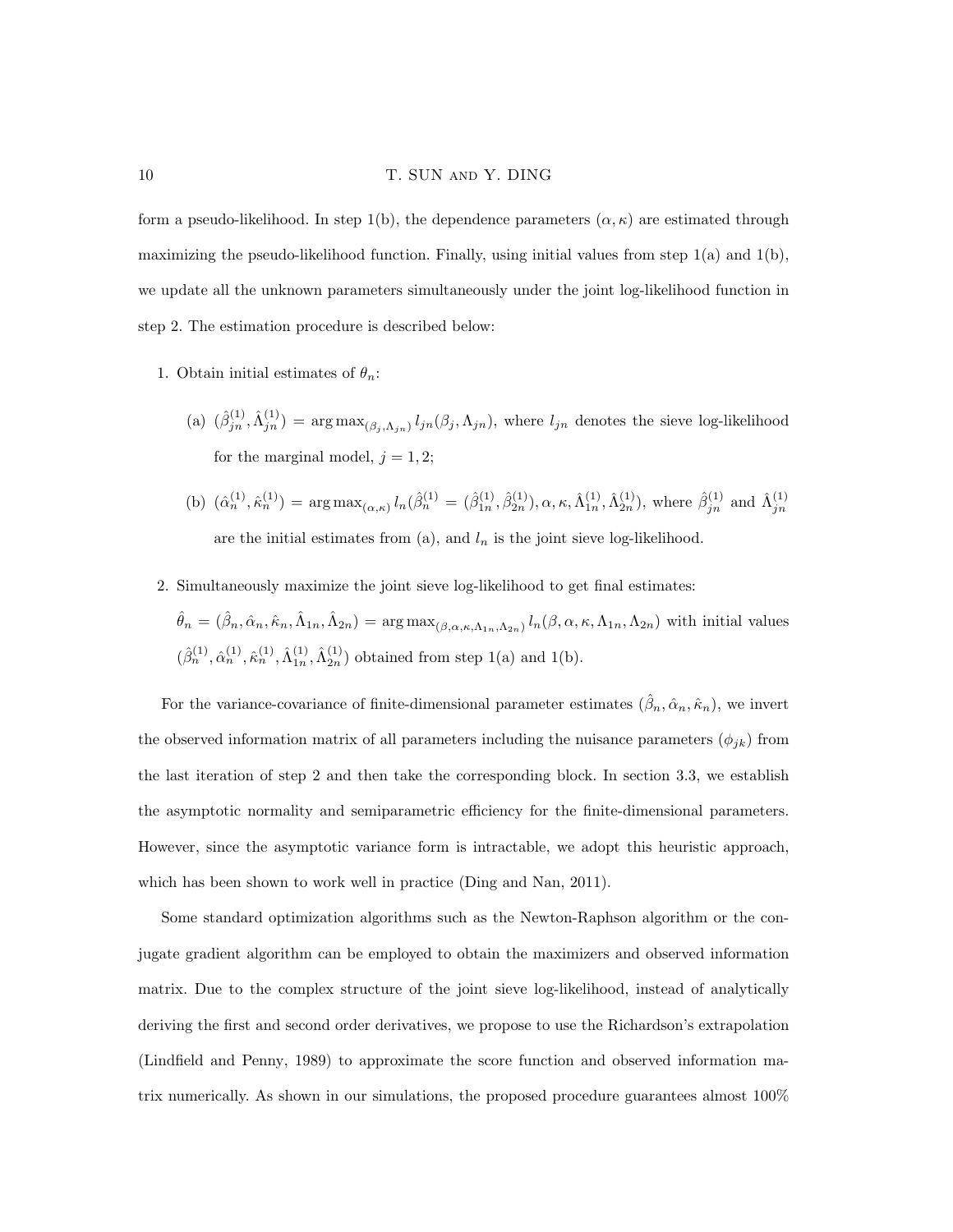form a pseudo-likelihood. In step 1(b), the dependence parameters $(\alpha, \kappa)$ are estimated through maximizing the pseudo-likelihood function. Finally, using initial values from step 1(a) and 1(b), we update all the unknown parameters simultaneously under the joint log-likelihood function in step 2. The estimation procedure is described below:

1. Obtain initial estimates of $\theta_n$:

   (a) $(\hat{\beta}_{jn}^{(1)}, \hat{\Lambda}_{jn}^{(1)}) = \arg\max_{(\beta_j, \Lambda_{jn})} l_{jn}(\beta_j, \Lambda_{jn})$, where $l_{jn}$ denotes the sieve log-likelihood for the marginal model, $j = 1, 2$;

   (b) $(\hat{\alpha}_n^{(1)}, \hat{\kappa}_n^{(1)}) = \arg\max_{(\alpha,\kappa)} l_n(\hat{\beta}_n^{(1)} = (\hat{\beta}_{1n}^{(1)}, \hat{\beta}_{2n}^{(1)}), \alpha, \kappa, \hat{\Lambda}_{1n}^{(1)}, \hat{\Lambda}_{2n}^{(1)})$, where $\hat{\beta}_{jn}^{(1)}$ and $\hat{\Lambda}_{jn}^{(1)}$ are the initial estimates from (a), and $l_n$ is the joint sieve log-likelihood.

2. Simultaneously maximize the joint sieve log-likelihood to get final estimates:
   $\hat{\theta}_n = (\hat{\beta}_n, \hat{\alpha}_n, \hat{\kappa}_n, \hat{\Lambda}_{1n}, \hat{\Lambda}_{2n}) = \arg\max_{(\beta,\alpha,\kappa,\Lambda_{1n},\Lambda_{2n})} l_n(\beta, \alpha, \kappa, \Lambda_{1n}, \Lambda_{2n})$ with initial values $(\hat{\beta}_n^{(1)}, \hat{\alpha}_n^{(1)}, \hat{\kappa}_n^{(1)}, \hat{\Lambda}_{1n}^{(1)}, \hat{\Lambda}_{2n}^{(1)})$ obtained from step 1(a) and 1(b).

For the variance-covariance of finite-dimensional parameter estimates $(\hat{\beta}_n, \hat{\alpha}_n, \hat{\kappa}_n)$, we invert the observed information matrix of all parameters including the nuisance parameters $(\phi_{jk})$ from the last iteration of step 2 and then take the corresponding block. In section 3.3, we establish the asymptotic normality and semiparametric efficiency for the finite-dimensional parameters. However, since the asymptotic variance form is intractable, we adopt this heuristic approach, which has been shown to work well in practice (Ding and Nan, 2011).

Some standard optimization algorithms such as the Newton-Raphson algorithm or the conjugate gradient algorithm can be employed to obtain the maximizers and observed information matrix. Due to the complex structure of the joint sieve log-likelihood, instead of analytically deriving the first and second order derivatives, we propose to use the Richardson's extrapolation (Lindfield and Penny, 1989) to approximate the score function and observed information matrix numerically. As shown in our simulations, the proposed procedure guarantees almost 100%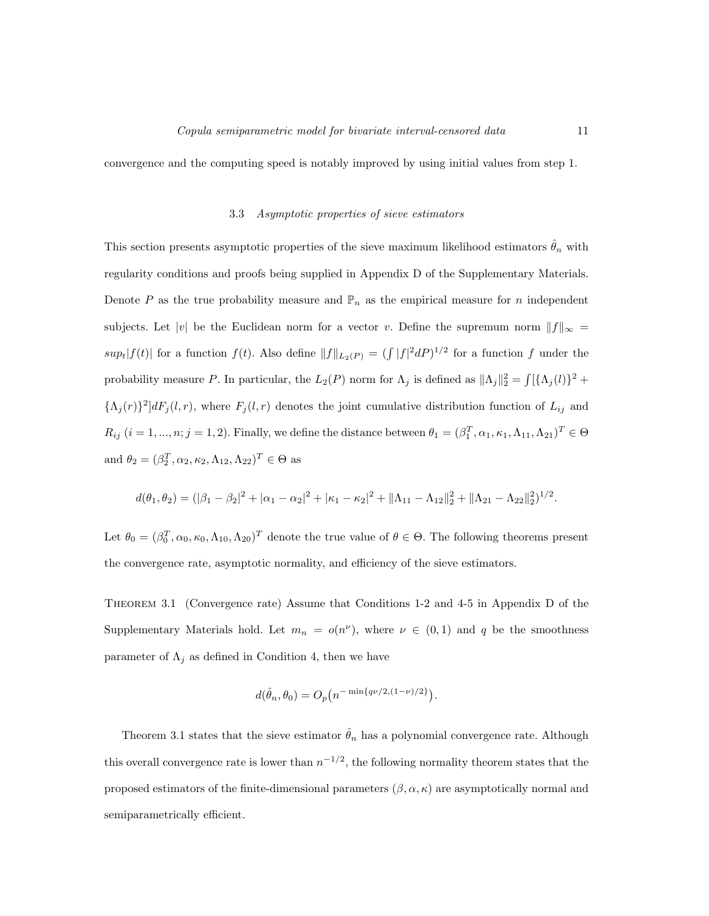convergence and the computing speed is notably improved by using initial values from step 1.

### 3.3 *Asymptotic properties of sieve estimators*

This section presents asymptotic properties of the sieve maximum likelihood estimators $\hat{\theta}_n$ with regularity conditions and proofs being supplied in Appendix D of the Supplementary Materials. Denote $P$ as the true probability measure and $\mathbb{P}_n$ as the empirical measure for $n$ independent subjects. Let $|v|$ be the Euclidean norm for a vector $v$. Define the supremum norm $\|f\|_\infty = sup_t|f(t)|$ for a function $f(t)$. Also define $\|f\|_{L_2(P)} = (\int |f|^2 dP)^{1/2}$ for a function $f$ under the probability measure $P$. In particular, the $L_2(P)$ norm for $\Lambda_j$ is defined as $\|\Lambda_j\|_2^2 = \int[\{\Lambda_j(l)\}^2 + \{\Lambda_j(r)\}^2]dF_j(l,r)$, where $F_j(l,r)$ denotes the joint cumulative distribution function of $L_{ij}$ and $R_{ij}$ $(i = 1, ..., n; j = 1, 2)$. Finally, we define the distance between $\theta_1 = (\beta_1^T, \alpha_1, \kappa_1, \Lambda_{11}, \Lambda_{21})^T \in \Theta$ and $\theta_2 = (\beta_2^T, \alpha_2, \kappa_2, \Lambda_{12}, \Lambda_{22})^T \in \Theta$ as

$$d(\theta_1, \theta_2) = (|\beta_1 - \beta_2|^2 + |\alpha_1 - \alpha_2|^2 + |\kappa_1 - \kappa_2|^2 + \|\Lambda_{11} - \Lambda_{12}\|_2^2 + \|\Lambda_{21} - \Lambda_{22}\|_2^2)^{1/2}.$$

Let $\theta_0 = (\beta_0^T, \alpha_0, \kappa_0, \Lambda_{10}, \Lambda_{20})^T$ denote the true value of $\theta \in \Theta$. The following theorems present the convergence rate, asymptotic normality, and efficiency of the sieve estimators.

Theorem 3.1 (Convergence rate) Assume that Conditions 1-2 and 4-5 in Appendix D of the Supplementary Materials hold. Let $m_n = o(n^\nu)$, where $\nu \in (0, 1)$ and $q$ be the smoothness parameter of $\Lambda_j$ as defined in Condition 4, then we have

$$d(\hat{\theta}_n, \theta_0) = O_p\big(n^{-\min\{q\nu/2, (1-\nu)/2\}}\big).$$

Theorem 3.1 states that the sieve estimator $\hat{\theta}_n$ has a polynomial convergence rate. Although this overall convergence rate is lower than $n^{-1/2}$, the following normality theorem states that the proposed estimators of the finite-dimensional parameters $(\beta, \alpha, \kappa)$ are asymptotically normal and semiparametrically efficient.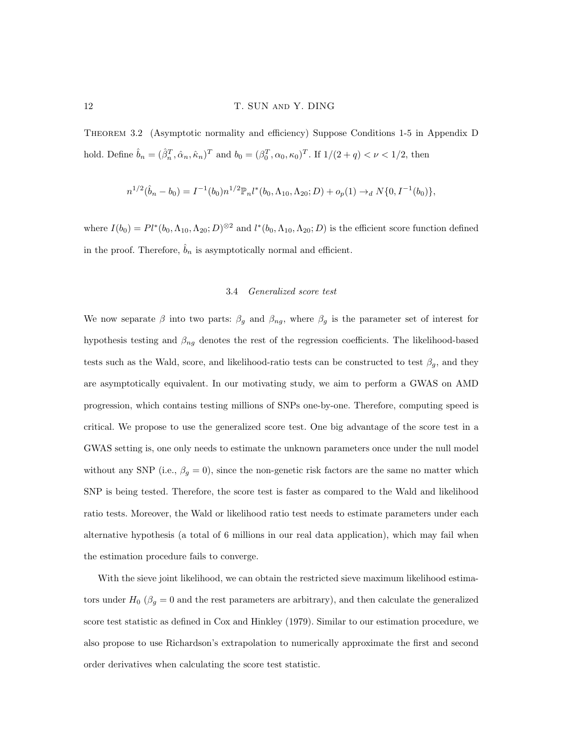Theorem 3.2 (Asymptotic normality and efficiency) Suppose Conditions 1-5 in Appendix D hold. Define $\hat{b}_n = (\hat{\beta}_n^T, \hat{\alpha}_n, \hat{\kappa}_n)^T$ and $b_0 = (\beta_0^T, \alpha_0, \kappa_0)^T$. If $1/(2+q) < \nu < 1/2$, then

$$n^{1/2}(\hat{b}_n - b_0) = I^{-1}(b_0) n^{1/2} \mathbb{P}_n l^*(b_0, \Lambda_{10}, \Lambda_{20}; D) + o_p(1) \to_d N\{0, I^{-1}(b_0)\},$$

where $I(b_0) = P l^*(b_0, \Lambda_{10}, \Lambda_{20}; D)^{\otimes 2}$ and $l^*(b_0, \Lambda_{10}, \Lambda_{20}; D)$ is the efficient score function defined in the proof. Therefore, $\hat{b}_n$ is asymptotically normal and efficient.

### 3.4 *Generalized score test*

We now separate $\beta$ into two parts: $\beta_g$ and $\beta_{ng}$, where $\beta_g$ is the parameter set of interest for hypothesis testing and $\beta_{ng}$ denotes the rest of the regression coefficients. The likelihood-based tests such as the Wald, score, and likelihood-ratio tests can be constructed to test $\beta_g$, and they are asymptotically equivalent. In our motivating study, we aim to perform a GWAS on AMD progression, which contains testing millions of SNPs one-by-one. Therefore, computing speed is critical. We propose to use the generalized score test. One big advantage of the score test in a GWAS setting is, one only needs to estimate the unknown parameters once under the null model without any SNP (i.e., $\beta_g = 0$), since the non-genetic risk factors are the same no matter which SNP is being tested. Therefore, the score test is faster as compared to the Wald and likelihood ratio tests. Moreover, the Wald or likelihood ratio test needs to estimate parameters under each alternative hypothesis (a total of 6 millions in our real data application), which may fail when the estimation procedure fails to converge.

With the sieve joint likelihood, we can obtain the restricted sieve maximum likelihood estimators under $H_0$ ($\beta_g = 0$ and the rest parameters are arbitrary), and then calculate the generalized score test statistic as defined in Cox and Hinkley (1979). Similar to our estimation procedure, we also propose to use Richardson's extrapolation to numerically approximate the first and second order derivatives when calculating the score test statistic.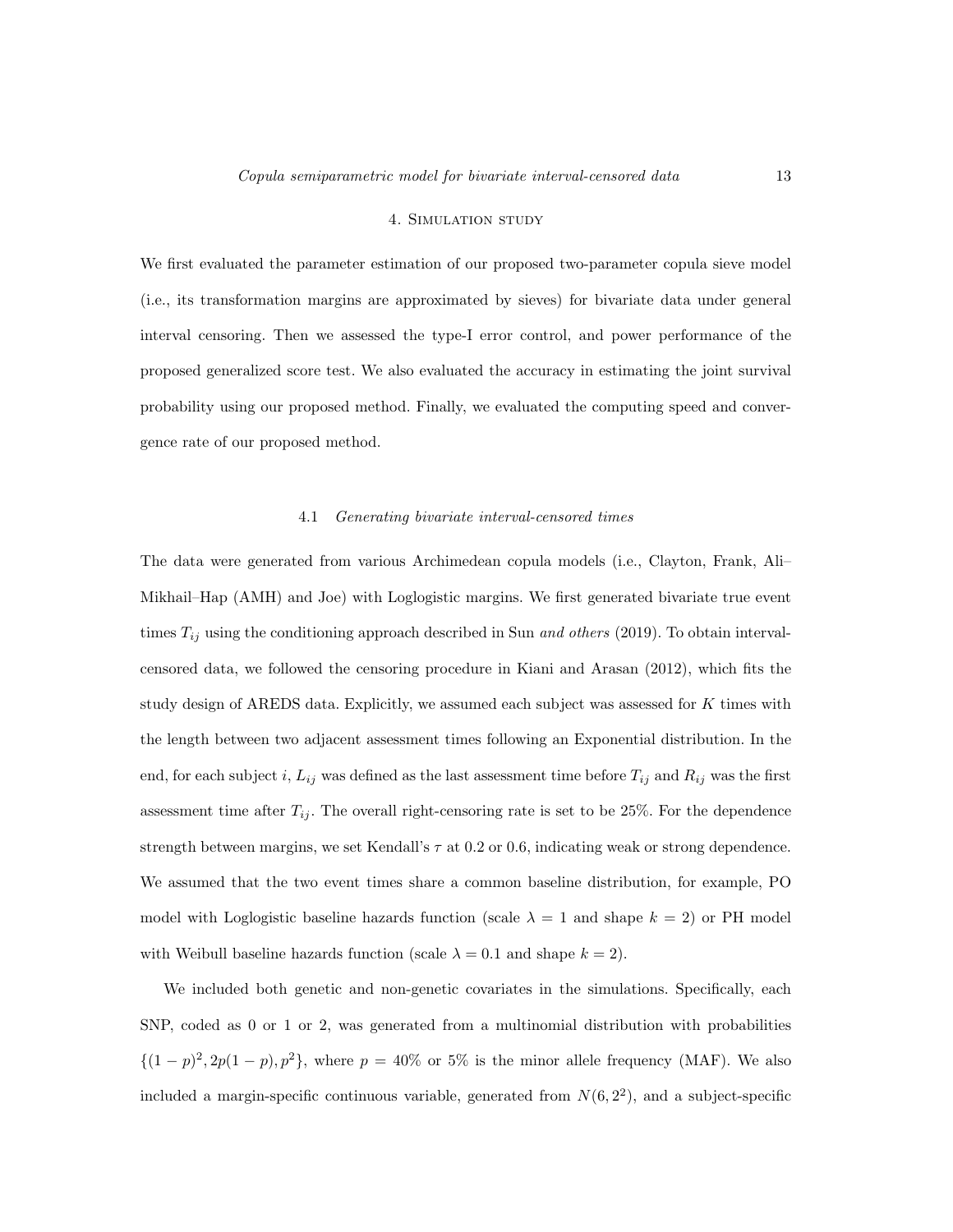# 4. Simulation study

We first evaluated the parameter estimation of our proposed two-parameter copula sieve model (i.e., its transformation margins are approximated by sieves) for bivariate data under general interval censoring. Then we assessed the type-I error control, and power performance of the proposed generalized score test. We also evaluated the accuracy in estimating the joint survival probability using our proposed method. Finally, we evaluated the computing speed and convergence rate of our proposed method.

## 4.1 *Generating bivariate interval-censored times*

The data were generated from various Archimedean copula models (i.e., Clayton, Frank, Ali–Mikhail–Hap (AMH) and Joe) with Loglogistic margins. We first generated bivariate true event times $T_{ij}$ using the conditioning approach described in Sun *and others* (2019). To obtain interval-censored data, we followed the censoring procedure in Kiani and Arasan (2012), which fits the study design of AREDS data. Explicitly, we assumed each subject was assessed for $K$ times with the length between two adjacent assessment times following an Exponential distribution. In the end, for each subject $i$, $L_{ij}$ was defined as the last assessment time before $T_{ij}$ and $R_{ij}$ was the first assessment time after $T_{ij}$. The overall right-censoring rate is set to be 25%. For the dependence strength between margins, we set Kendall's $\tau$ at 0.2 or 0.6, indicating weak or strong dependence. We assumed that the two event times share a common baseline distribution, for example, PO model with Loglogistic baseline hazards function (scale $\lambda = 1$ and shape $k = 2$) or PH model with Weibull baseline hazards function (scale $\lambda = 0.1$ and shape $k = 2$).

We included both genetic and non-genetic covariates in the simulations. Specifically, each SNP, coded as 0 or 1 or 2, was generated from a multinomial distribution with probabilities $\{(1-p)^2, 2p(1-p), p^2\}$, where $p = 40\%$ or $5\%$ is the minor allele frequency (MAF). We also included a margin-specific continuous variable, generated from $N(6, 2^2)$, and a subject-specific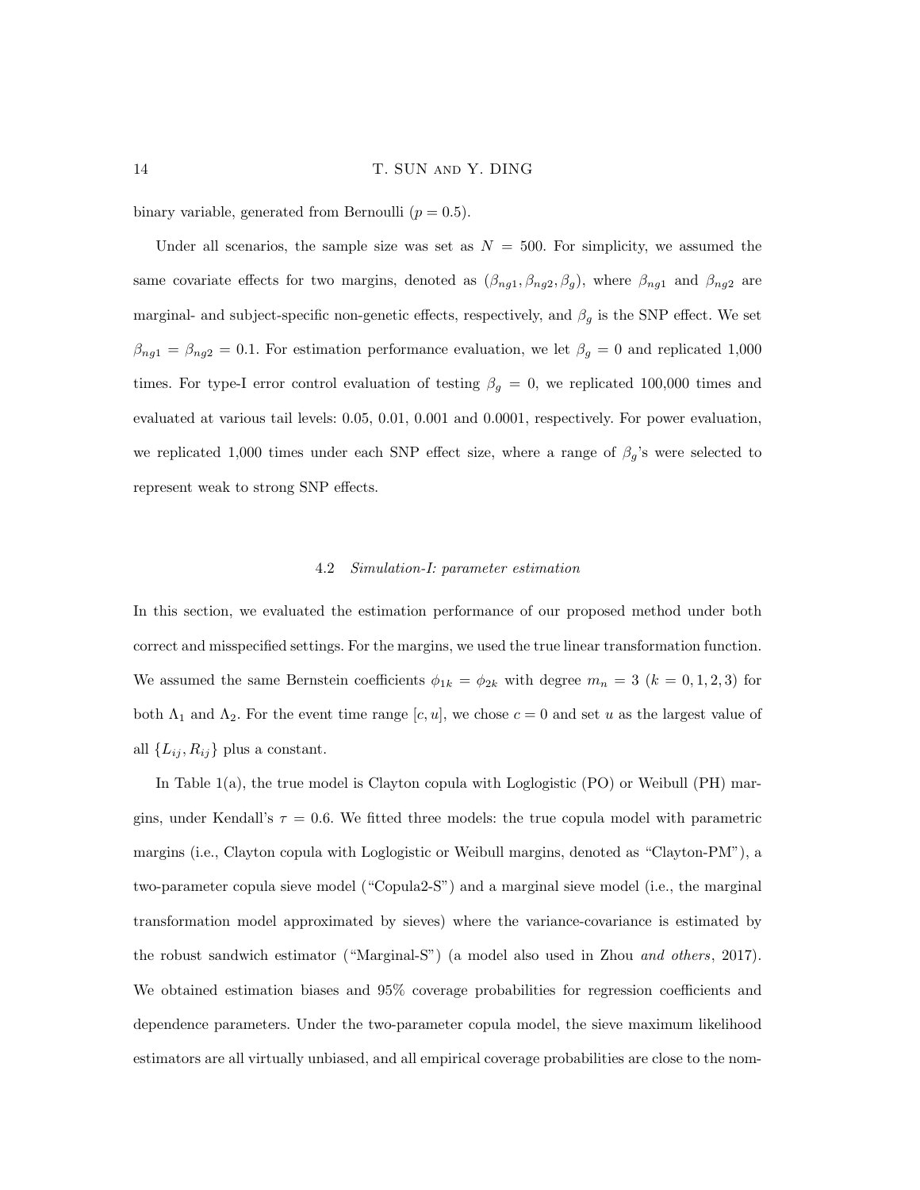binary variable, generated from Bernoulli ($p = 0.5$).

Under all scenarios, the sample size was set as $N = 500$. For simplicity, we assumed the same covariate effects for two margins, denoted as $(\beta_{ng1}, \beta_{ng2}, \beta_g)$, where $\beta_{ng1}$ and $\beta_{ng2}$ are marginal- and subject-specific non-genetic effects, respectively, and $\beta_g$ is the SNP effect. We set $\beta_{ng1} = \beta_{ng2} = 0.1$. For estimation performance evaluation, we let $\beta_g = 0$ and replicated 1,000 times. For type-I error control evaluation of testing $\beta_g = 0$, we replicated 100,000 times and evaluated at various tail levels: 0.05, 0.01, 0.001 and 0.0001, respectively. For power evaluation, we replicated 1,000 times under each SNP effect size, where a range of $\beta_g$'s were selected to represent weak to strong SNP effects.

### 4.2 *Simulation-I: parameter estimation*

In this section, we evaluated the estimation performance of our proposed method under both correct and misspecified settings. For the margins, we used the true linear transformation function. We assumed the same Bernstein coefficients $\phi_{1k} = \phi_{2k}$ with degree $m_n = 3$ ($k = 0, 1, 2, 3$) for both $\Lambda_1$ and $\Lambda_2$. For the event time range $[c, u]$, we chose $c = 0$ and set $u$ as the largest value of all $\{L_{ij}, R_{ij}\}$ plus a constant.

In Table 1(a), the true model is Clayton copula with Loglogistic (PO) or Weibull (PH) margins, under Kendall's $\tau = 0.6$. We fitted three models: the true copula model with parametric margins (i.e., Clayton copula with Loglogistic or Weibull margins, denoted as "Clayton-PM"), a two-parameter copula sieve model ("Copula2-S") and a marginal sieve model (i.e., the marginal transformation model approximated by sieves) where the variance-covariance is estimated by the robust sandwich estimator ("Marginal-S") (a model also used in Zhou *and others*, 2017). We obtained estimation biases and 95% coverage probabilities for regression coefficients and dependence parameters. Under the two-parameter copula model, the sieve maximum likelihood estimators are all virtually unbiased, and all empirical coverage probabilities are close to the nom-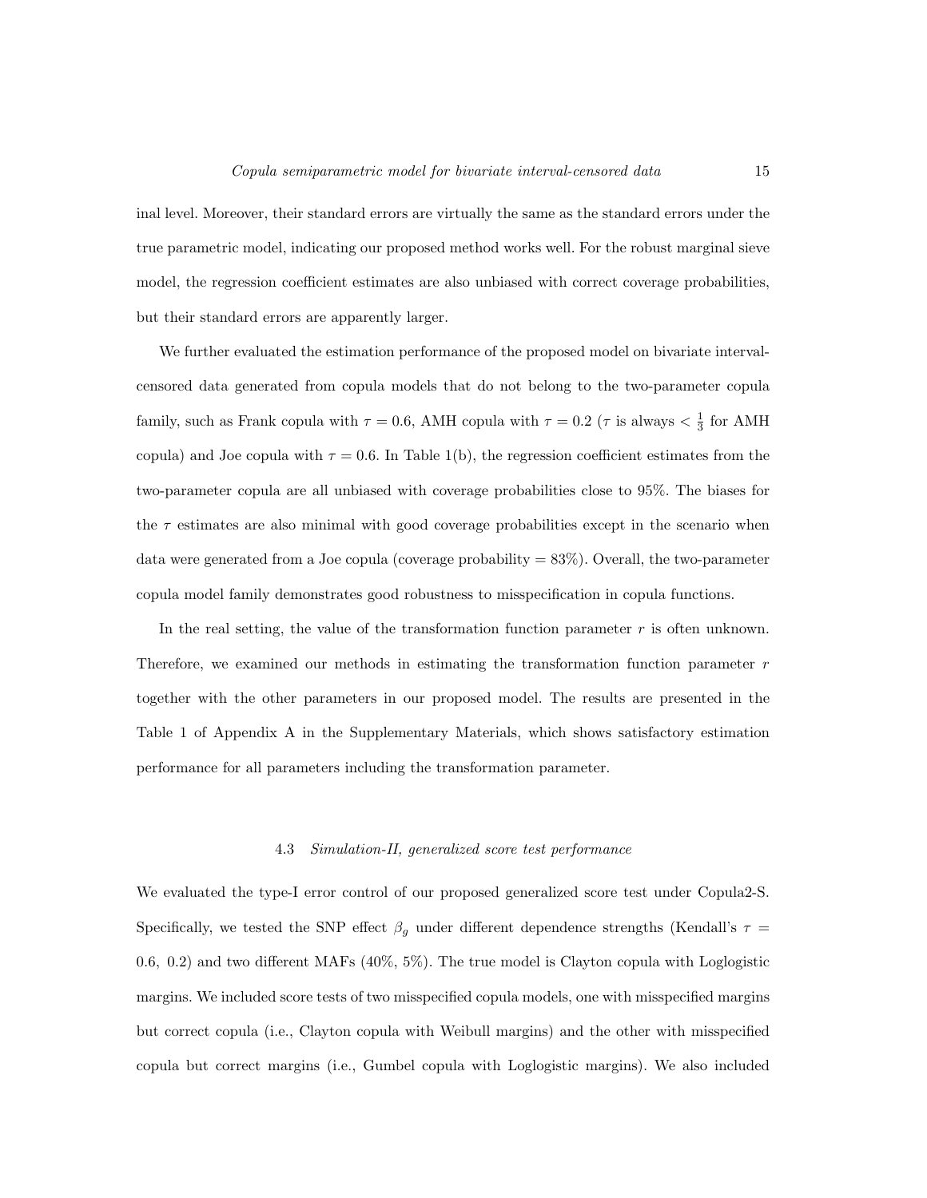inal level. Moreover, their standard errors are virtually the same as the standard errors under the true parametric model, indicating our proposed method works well. For the robust marginal sieve model, the regression coefficient estimates are also unbiased with correct coverage probabilities, but their standard errors are apparently larger.

We further evaluated the estimation performance of the proposed model on bivariate interval-censored data generated from copula models that do not belong to the two-parameter copula family, such as Frank copula with $\tau = 0.6$, AMH copula with $\tau = 0.2$ ($\tau$ is always $< \frac{1}{3}$ for AMH copula) and Joe copula with $\tau = 0.6$. In Table 1(b), the regression coefficient estimates from the two-parameter copula are all unbiased with coverage probabilities close to 95%. The biases for the $\tau$ estimates are also minimal with good coverage probabilities except in the scenario when data were generated from a Joe copula (coverage probability = 83%). Overall, the two-parameter copula model family demonstrates good robustness to misspecification in copula functions.

In the real setting, the value of the transformation function parameter $r$ is often unknown. Therefore, we examined our methods in estimating the transformation function parameter $r$ together with the other parameters in our proposed model. The results are presented in the Table 1 of Appendix A in the Supplementary Materials, which shows satisfactory estimation performance for all parameters including the transformation parameter.

### 4.3 *Simulation-II, generalized score test performance*

We evaluated the type-I error control of our proposed generalized score test under Copula2-S. Specifically, we tested the SNP effect $\beta_g$ under different dependence strengths (Kendall's $\tau = 0.6,\ 0.2$) and two different MAFs (40%, 5%). The true model is Clayton copula with Loglogistic margins. We included score tests of two misspecified copula models, one with misspecified margins but correct copula (i.e., Clayton copula with Weibull margins) and the other with misspecified copula but correct margins (i.e., Gumbel copula with Loglogistic margins). We also included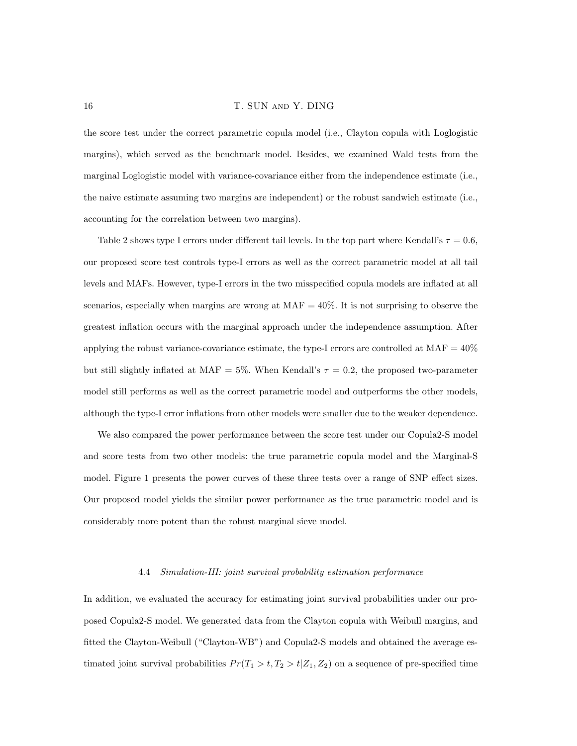the score test under the correct parametric copula model (i.e., Clayton copula with Loglogistic margins), which served as the benchmark model. Besides, we examined Wald tests from the marginal Loglogistic model with variance-covariance either from the independence estimate (i.e., the naive estimate assuming two margins are independent) or the robust sandwich estimate (i.e., accounting for the correlation between two margins).

Table 2 shows type I errors under different tail levels. In the top part where Kendall's $\tau = 0.6$, our proposed score test controls type-I errors as well as the correct parametric model at all tail levels and MAFs. However, type-I errors in the two misspecified copula models are inflated at all scenarios, especially when margins are wrong at MAF = 40%. It is not surprising to observe the greatest inflation occurs with the marginal approach under the independence assumption. After applying the robust variance-covariance estimate, the type-I errors are controlled at MAF = 40% but still slightly inflated at MAF = 5%. When Kendall's $\tau = 0.2$, the proposed two-parameter model still performs as well as the correct parametric model and outperforms the other models, although the type-I error inflations from other models were smaller due to the weaker dependence.

We also compared the power performance between the score test under our Copula2-S model and score tests from two other models: the true parametric copula model and the Marginal-S model. Figure 1 presents the power curves of these three tests over a range of SNP effect sizes. Our proposed model yields the similar power performance as the true parametric model and is considerably more potent than the robust marginal sieve model.

### 4.4 *Simulation-III: joint survival probability estimation performance*

In addition, we evaluated the accuracy for estimating joint survival probabilities under our proposed Copula2-S model. We generated data from the Clayton copula with Weibull margins, and fitted the Clayton-Weibull ("Clayton-WB") and Copula2-S models and obtained the average estimated joint survival probabilities $Pr(T_1 > t, T_2 > t|Z_1, Z_2)$ on a sequence of pre-specified time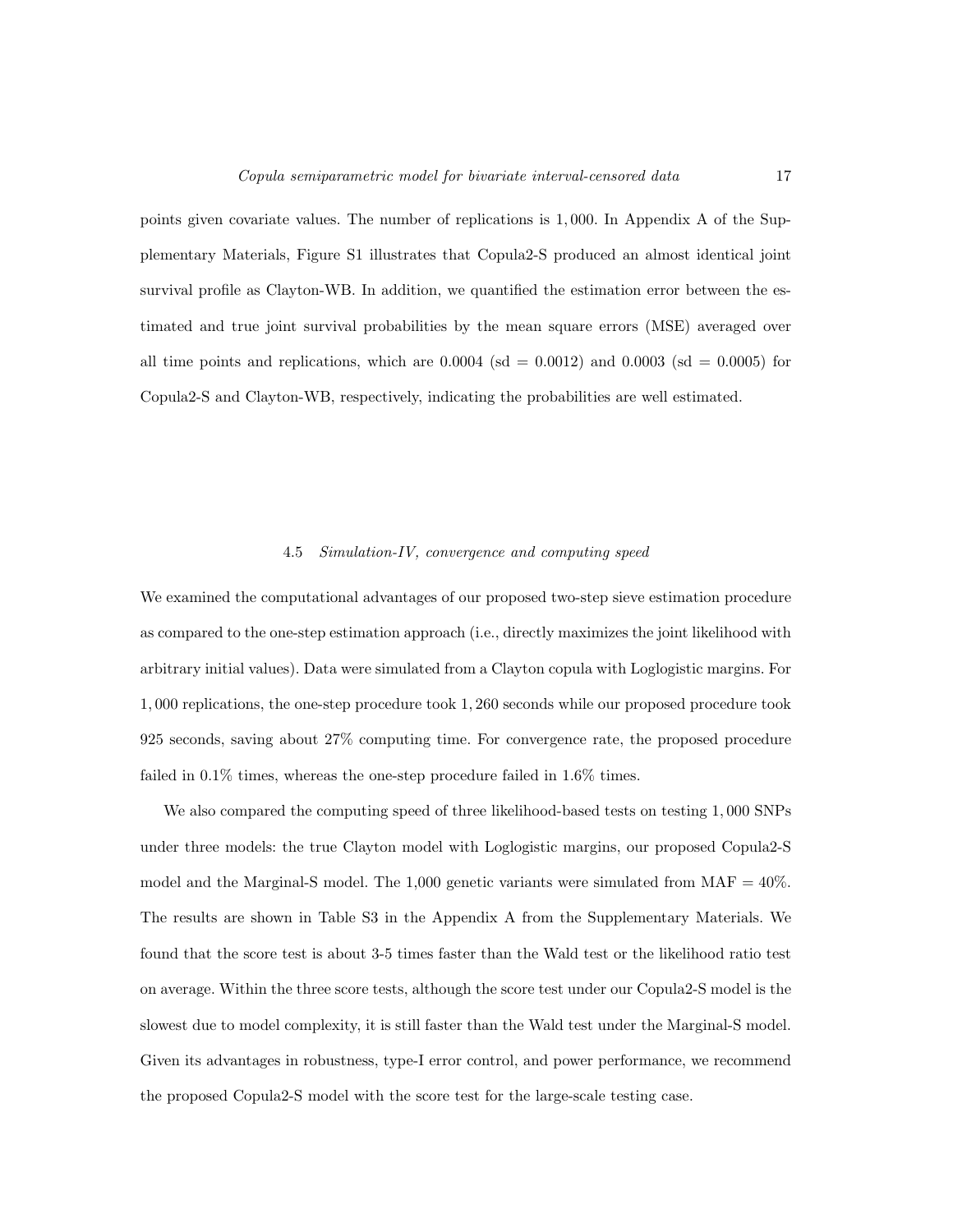points given covariate values. The number of replications is $1,000$. In Appendix A of the Supplementary Materials, Figure S1 illustrates that Copula2-S produced an almost identical joint survival profile as Clayton-WB. In addition, we quantified the estimation error between the estimated and true joint survival probabilities by the mean square errors (MSE) averaged over all time points and replications, which are 0.0004 (sd = 0.0012) and 0.0003 (sd = 0.0005) for Copula2-S and Clayton-WB, respectively, indicating the probabilities are well estimated.

### 4.5 *Simulation-IV, convergence and computing speed*

We examined the computational advantages of our proposed two-step sieve estimation procedure as compared to the one-step estimation approach (i.e., directly maximizes the joint likelihood with arbitrary initial values). Data were simulated from a Clayton copula with Loglogistic margins. For $1,000$ replications, the one-step procedure took $1,260$ seconds while our proposed procedure took 925 seconds, saving about 27% computing time. For convergence rate, the proposed procedure failed in 0.1% times, whereas the one-step procedure failed in 1.6% times.

We also compared the computing speed of three likelihood-based tests on testing $1,000$ SNPs under three models: the true Clayton model with Loglogistic margins, our proposed Copula2-S model and the Marginal-S model. The 1,000 genetic variants were simulated from MAF = 40%. The results are shown in Table S3 in the Appendix A from the Supplementary Materials. We found that the score test is about 3-5 times faster than the Wald test or the likelihood ratio test on average. Within the three score tests, although the score test under our Copula2-S model is the slowest due to model complexity, it is still faster than the Wald test under the Marginal-S model. Given its advantages in robustness, type-I error control, and power performance, we recommend the proposed Copula2-S model with the score test for the large-scale testing case.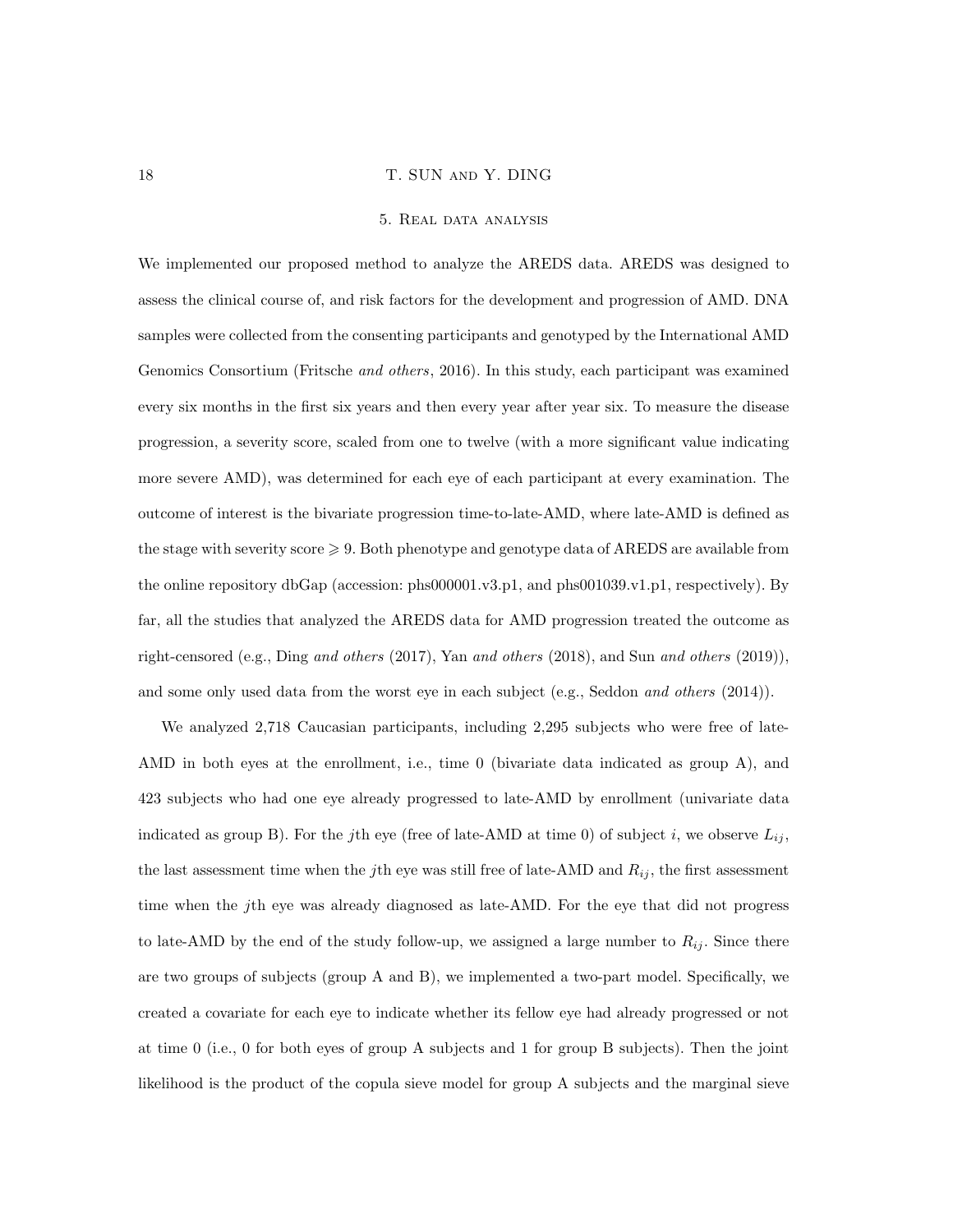## 5. Real data analysis

We implemented our proposed method to analyze the AREDS data. AREDS was designed to assess the clinical course of, and risk factors for the development and progression of AMD. DNA samples were collected from the consenting participants and genotyped by the International AMD Genomics Consortium (Fritsche *and others*, 2016). In this study, each participant was examined every six months in the first six years and then every year after year six. To measure the disease progression, a severity score, scaled from one to twelve (with a more significant value indicating more severe AMD), was determined for each eye of each participant at every examination. The outcome of interest is the bivariate progression time-to-late-AMD, where late-AMD is defined as the stage with severity score $\geqslant 9$. Both phenotype and genotype data of AREDS are available from the online repository dbGap (accession: phs000001.v3.p1, and phs001039.v1.p1, respectively). By far, all the studies that analyzed the AREDS data for AMD progression treated the outcome as right-censored (e.g., Ding *and others* (2017), Yan *and others* (2018), and Sun *and others* (2019)), and some only used data from the worst eye in each subject (e.g., Seddon *and others* (2014)).

We analyzed 2,718 Caucasian participants, including 2,295 subjects who were free of late-AMD in both eyes at the enrollment, i.e., time 0 (bivariate data indicated as group A), and 423 subjects who had one eye already progressed to late-AMD by enrollment (univariate data indicated as group B). For the $j$th eye (free of late-AMD at time 0) of subject $i$, we observe $L_{ij}$, the last assessment time when the $j$th eye was still free of late-AMD and $R_{ij}$, the first assessment time when the $j$th eye was already diagnosed as late-AMD. For the eye that did not progress to late-AMD by the end of the study follow-up, we assigned a large number to $R_{ij}$. Since there are two groups of subjects (group A and B), we implemented a two-part model. Specifically, we created a covariate for each eye to indicate whether its fellow eye had already progressed or not at time 0 (i.e., 0 for both eyes of group A subjects and 1 for group B subjects). Then the joint likelihood is the product of the copula sieve model for group A subjects and the marginal sieve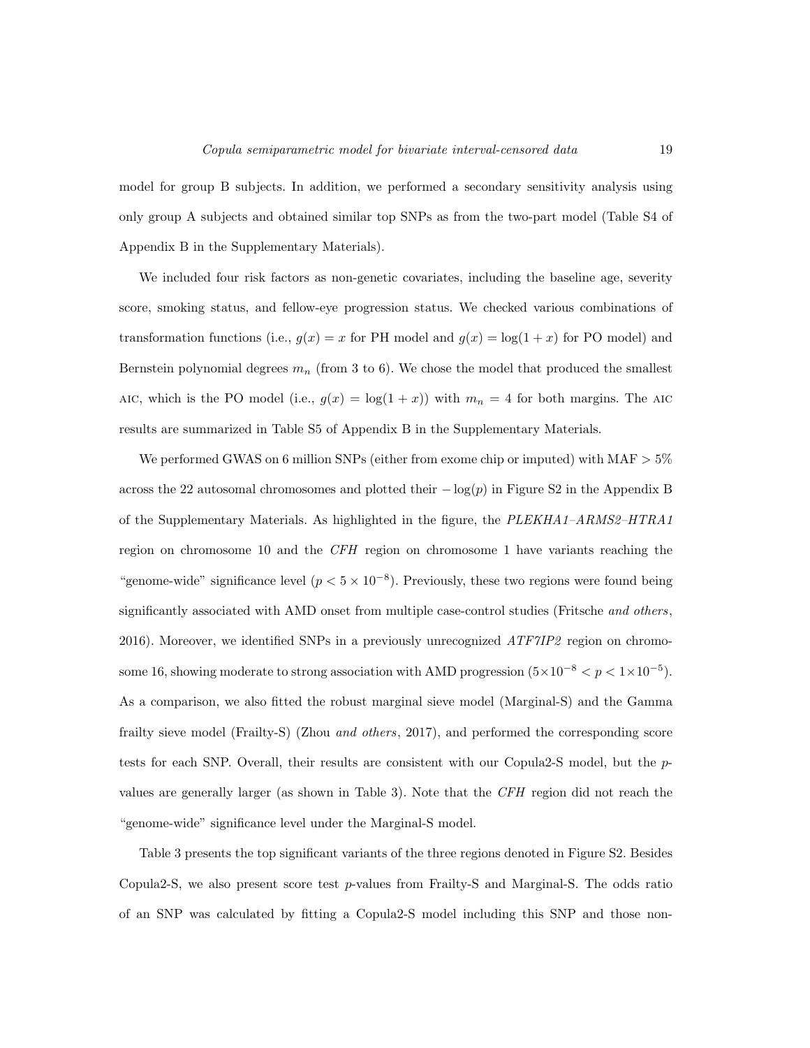model for group B subjects. In addition, we performed a secondary sensitivity analysis using only group A subjects and obtained similar top SNPs as from the two-part model (Table S4 of Appendix B in the Supplementary Materials).

We included four risk factors as non-genetic covariates, including the baseline age, severity score, smoking status, and fellow-eye progression status. We checked various combinations of transformation functions (i.e., $g(x) = x$ for PH model and $g(x) = \log(1 + x)$ for PO model) and Bernstein polynomial degrees $m_n$ (from 3 to 6). We chose the model that produced the smallest AIC, which is the PO model (i.e., $g(x) = \log(1 + x)$) with $m_n = 4$ for both margins. The AIC results are summarized in Table S5 of Appendix B in the Supplementary Materials.

We performed GWAS on 6 million SNPs (either from exome chip or imputed) with MAF $> 5\%$ across the 22 autosomal chromosomes and plotted their $-\log(p)$ in Figure S2 in the Appendix B of the Supplementary Materials. As highlighted in the figure, the *PLEKHA1–ARMS2–HTRA1* region on chromosome 10 and the *CFH* region on chromosome 1 have variants reaching the "genome-wide" significance level ($p < 5 \times 10^{-8}$). Previously, these two regions were found being significantly associated with AMD onset from multiple case-control studies (Fritsche *and others*, 2016). Moreover, we identified SNPs in a previously unrecognized *ATF7IP2* region on chromosome 16, showing moderate to strong association with AMD progression ($5\times10^{-8} < p < 1\times10^{-5}$). As a comparison, we also fitted the robust marginal sieve model (Marginal-S) and the Gamma frailty sieve model (Frailty-S) (Zhou *and others*, 2017), and performed the corresponding score tests for each SNP. Overall, their results are consistent with our Copula2-S model, but the $p$-values are generally larger (as shown in Table 3). Note that the *CFH* region did not reach the "genome-wide" significance level under the Marginal-S model.

Table 3 presents the top significant variants of the three regions denoted in Figure S2. Besides Copula2-S, we also present score test $p$-values from Frailty-S and Marginal-S. The odds ratio of an SNP was calculated by fitting a Copula2-S model including this SNP and those non-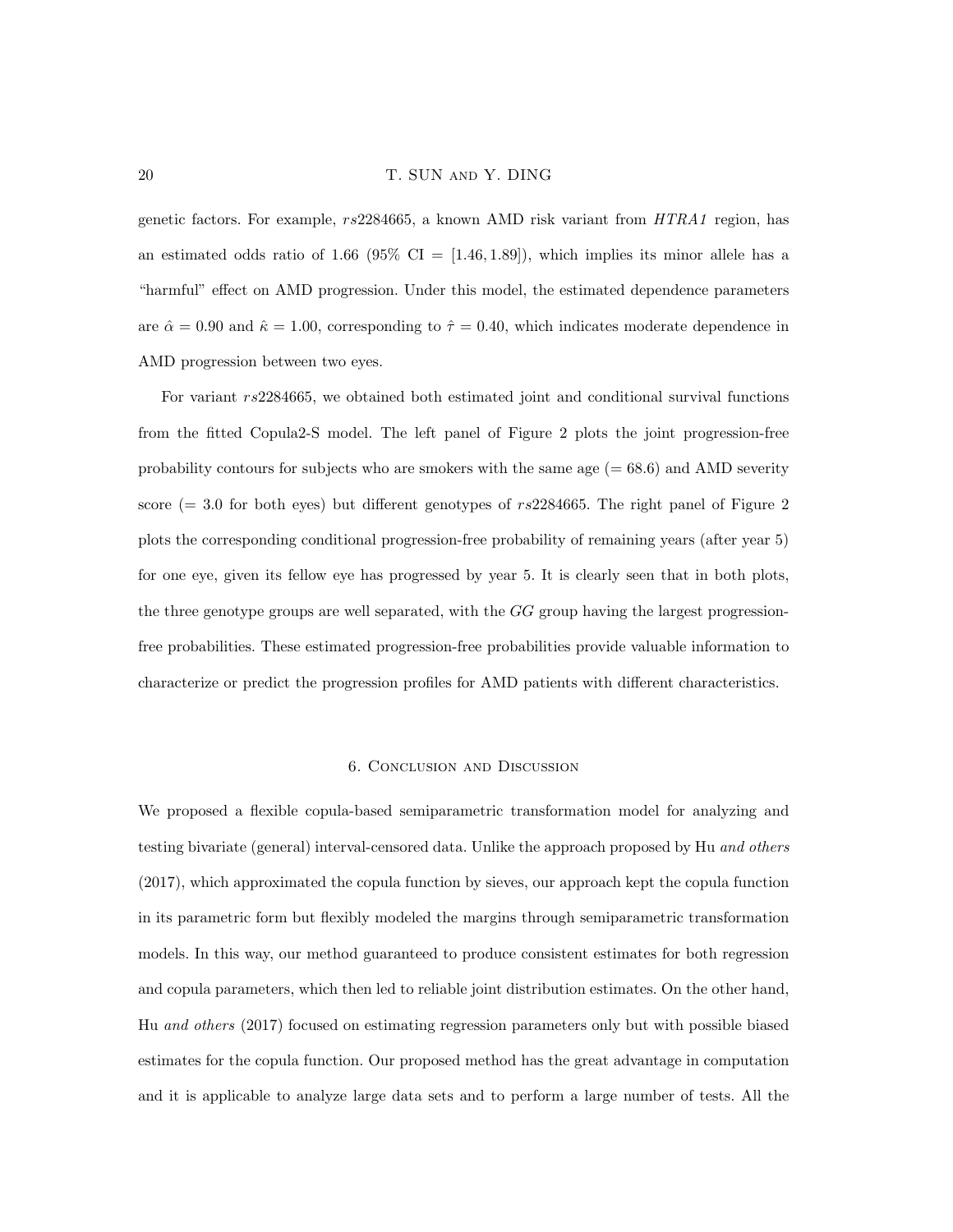genetic factors. For example, $rs2284665$, a known AMD risk variant from *HTRA1* region, has an estimated odds ratio of 1.66 (95% CI = $[1.46, 1.89]$), which implies its minor allele has a "harmful" effect on AMD progression. Under this model, the estimated dependence parameters are $\hat{\alpha} = 0.90$ and $\hat{\kappa} = 1.00$, corresponding to $\hat{\tau} = 0.40$, which indicates moderate dependence in AMD progression between two eyes.

For variant $rs2284665$, we obtained both estimated joint and conditional survival functions from the fitted Copula2-S model. The left panel of Figure 2 plots the joint progression-free probability contours for subjects who are smokers with the same age (= 68.6) and AMD severity score (= 3.0 for both eyes) but different genotypes of $rs2284665$. The right panel of Figure 2 plots the corresponding conditional progression-free probability of remaining years (after year 5) for one eye, given its fellow eye has progressed by year 5. It is clearly seen that in both plots, the three genotype groups are well separated, with the $GG$ group having the largest progression-free probabilities. These estimated progression-free probabilities provide valuable information to characterize or predict the progression profiles for AMD patients with different characteristics.

## 6. Conclusion and Discussion

We proposed a flexible copula-based semiparametric transformation model for analyzing and testing bivariate (general) interval-censored data. Unlike the approach proposed by Hu *and others* (2017), which approximated the copula function by sieves, our approach kept the copula function in its parametric form but flexibly modeled the margins through semiparametric transformation models. In this way, our method guaranteed to produce consistent estimates for both regression and copula parameters, which then led to reliable joint distribution estimates. On the other hand, Hu *and others* (2017) focused on estimating regression parameters only but with possible biased estimates for the copula function. Our proposed method has the great advantage in computation and it is applicable to analyze large data sets and to perform a large number of tests. All the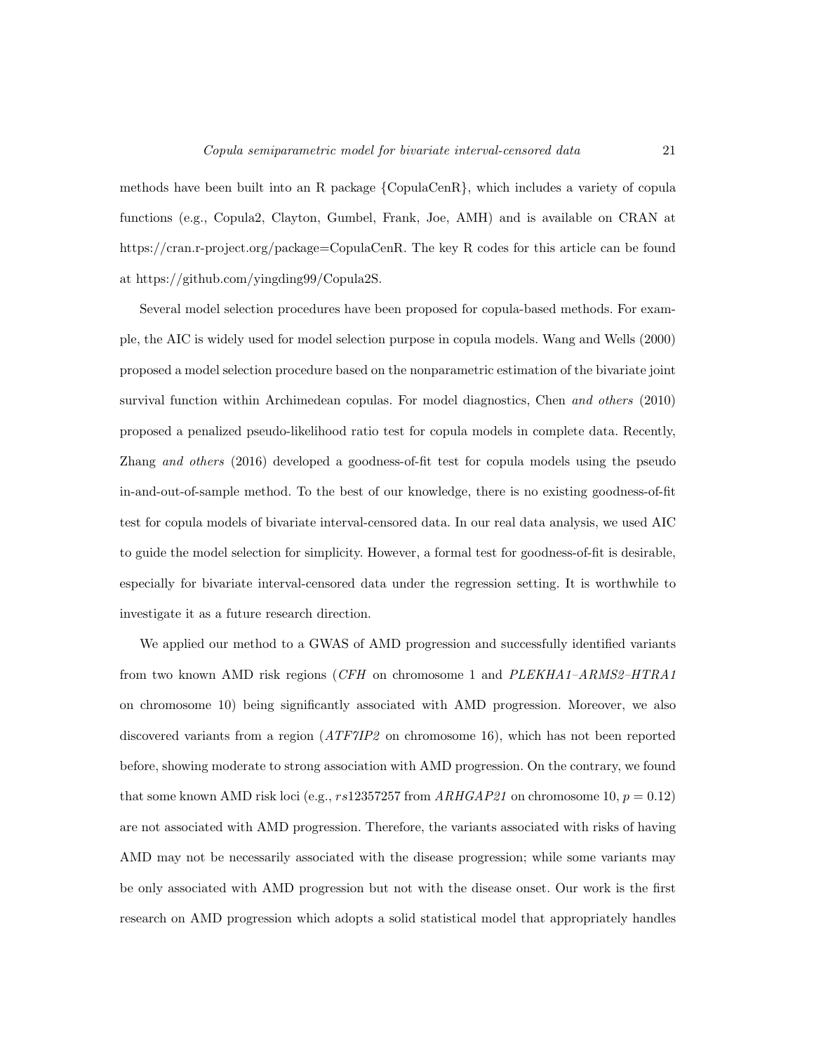methods have been built into an R package {CopulaCenR}, which includes a variety of copula functions (e.g., Copula2, Clayton, Gumbel, Frank, Joe, AMH) and is available on CRAN at https://cran.r-project.org/package=CopulaCenR. The key R codes for this article can be found at https://github.com/yingding99/Copula2S.

Several model selection procedures have been proposed for copula-based methods. For example, the AIC is widely used for model selection purpose in copula models. Wang and Wells (2000) proposed a model selection procedure based on the nonparametric estimation of the bivariate joint survival function within Archimedean copulas. For model diagnostics, Chen *and others* (2010) proposed a penalized pseudo-likelihood ratio test for copula models in complete data. Recently, Zhang *and others* (2016) developed a goodness-of-fit test for copula models using the pseudo in-and-out-of-sample method. To the best of our knowledge, there is no existing goodness-of-fit test for copula models of bivariate interval-censored data. In our real data analysis, we used AIC to guide the model selection for simplicity. However, a formal test for goodness-of-fit is desirable, especially for bivariate interval-censored data under the regression setting. It is worthwhile to investigate it as a future research direction.

We applied our method to a GWAS of AMD progression and successfully identified variants from two known AMD risk regions (*CFH* on chromosome 1 and *PLEKHA1*–*ARMS2*–*HTRA1* on chromosome 10) being significantly associated with AMD progression. Moreover, we also discovered variants from a region (*ATF7IP2* on chromosome 16), which has not been reported before, showing moderate to strong association with AMD progression. On the contrary, we found that some known AMD risk loci (e.g., $rs12357257$ from *ARHGAP21* on chromosome 10, $p = 0.12$) are not associated with AMD progression. Therefore, the variants associated with risks of having AMD may not be necessarily associated with the disease progression; while some variants may be only associated with AMD progression but not with the disease onset. Our work is the first research on AMD progression which adopts a solid statistical model that appropriately handles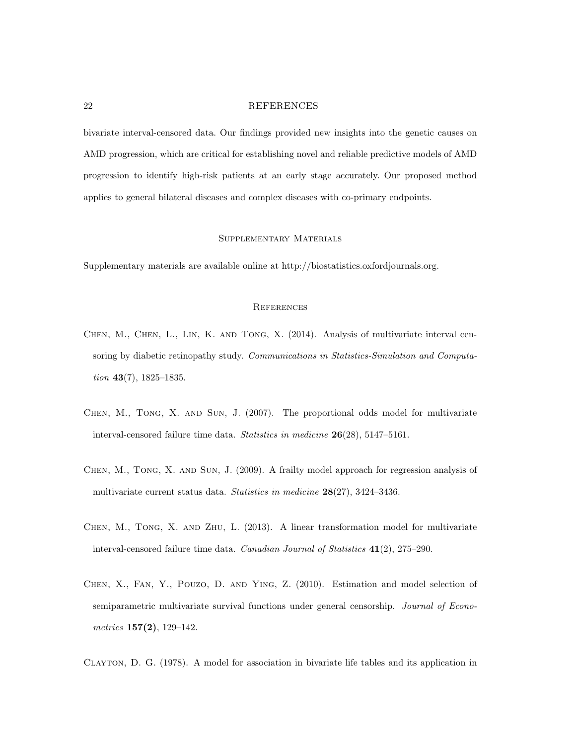bivariate interval-censored data. Our findings provided new insights into the genetic causes on AMD progression, which are critical for establishing novel and reliable predictive models of AMD progression to identify high-risk patients at an early stage accurately. Our proposed method applies to general bilateral diseases and complex diseases with co-primary endpoints.

## Supplementary Materials

Supplementary materials are available online at http://biostatistics.oxfordjournals.org.

## References

Chen, M., Chen, L., Lin, K. and Tong, X. (2014). Analysis of multivariate interval censoring by diabetic retinopathy study. *Communications in Statistics-Simulation and Computation* **43**(7), 1825–1835.

Chen, M., Tong, X. and Sun, J. (2007). The proportional odds model for multivariate interval-censored failure time data. *Statistics in medicine* **26**(28), 5147–5161.

Chen, M., Tong, X. and Sun, J. (2009). A frailty model approach for regression analysis of multivariate current status data. *Statistics in medicine* **28**(27), 3424–3436.

Chen, M., Tong, X. and Zhu, L. (2013). A linear transformation model for multivariate interval-censored failure time data. *Canadian Journal of Statistics* **41**(2), 275–290.

Chen, X., Fan, Y., Pouzo, D. and Ying, Z. (2010). Estimation and model selection of semiparametric multivariate survival functions under general censorship. *Journal of Econometrics* **157(2)**, 129–142.

Clayton, D. G. (1978). A model for association in bivariate life tables and its application in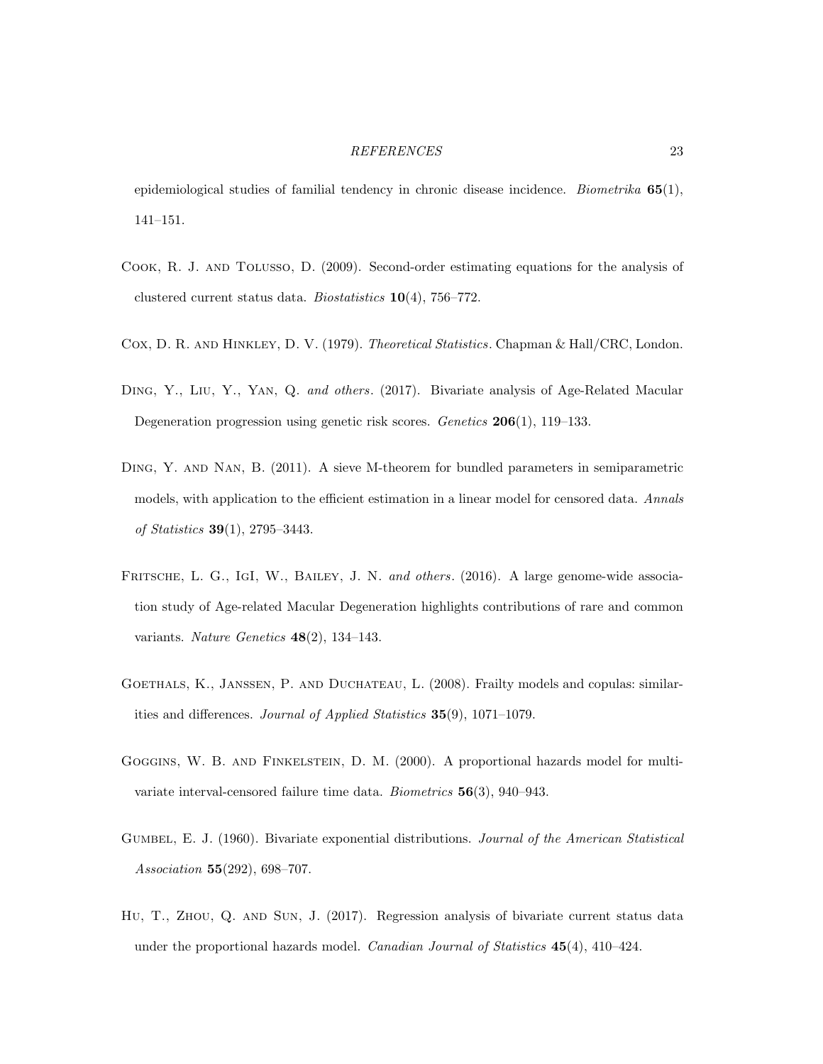epidemiological studies of familial tendency in chronic disease incidence. *Biometrika* **65**(1), 141–151.

Cook, R. J. and Tolusso, D. (2009). Second-order estimating equations for the analysis of clustered current status data. *Biostatistics* **10**(4), 756–772.

Cox, D. R. and Hinkley, D. V. (1979). *Theoretical Statistics*. Chapman & Hall/CRC, London.

Ding, Y., Liu, Y., Yan, Q. *and others*. (2017). Bivariate analysis of Age-Related Macular Degeneration progression using genetic risk scores. *Genetics* **206**(1), 119–133.

Ding, Y. and Nan, B. (2011). A sieve M-theorem for bundled parameters in semiparametric models, with application to the efficient estimation in a linear model for censored data. *Annals of Statistics* **39**(1), 2795–3443.

Fritsche, L. G., IgI, W., Bailey, J. N. *and others*. (2016). A large genome-wide association study of Age-related Macular Degeneration highlights contributions of rare and common variants. *Nature Genetics* **48**(2), 134–143.

Goethals, K., Janssen, P. and Duchateau, L. (2008). Frailty models and copulas: similarities and differences. *Journal of Applied Statistics* **35**(9), 1071–1079.

Goggins, W. B. and Finkelstein, D. M. (2000). A proportional hazards model for multivariate interval-censored failure time data. *Biometrics* **56**(3), 940–943.

Gumbel, E. J. (1960). Bivariate exponential distributions. *Journal of the American Statistical Association* **55**(292), 698–707.

Hu, T., Zhou, Q. and Sun, J. (2017). Regression analysis of bivariate current status data under the proportional hazards model. *Canadian Journal of Statistics* **45**(4), 410–424.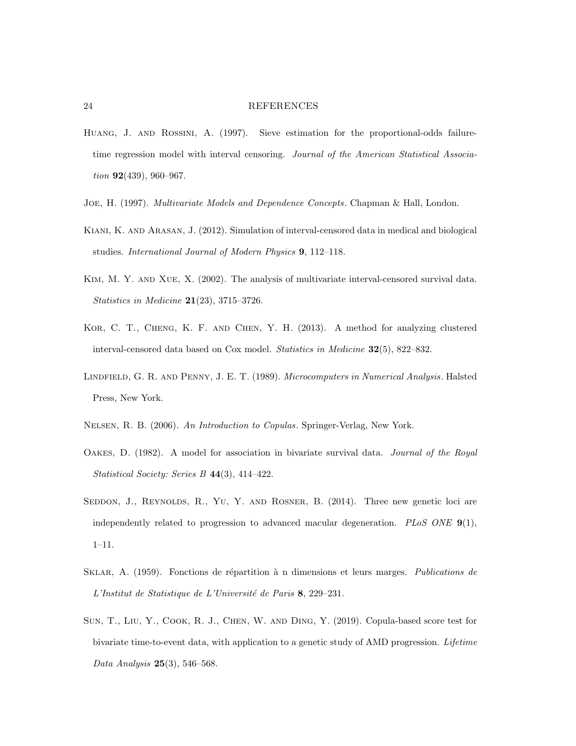Huang, J. and Rossini, A. (1997). Sieve estimation for the proportional-odds failure-time regression model with interval censoring. *Journal of the American Statistical Association* **92**(439), 960–967.

Joe, H. (1997). *Multivariate Models and Dependence Concepts*. Chapman & Hall, London.

Kiani, K. and Arasan, J. (2012). Simulation of interval-censored data in medical and biological studies. *International Journal of Modern Physics* **9**, 112–118.

Kim, M. Y. and Xue, X. (2002). The analysis of multivariate interval-censored survival data. *Statistics in Medicine* **21**(23), 3715–3726.

Kor, C. T., Cheng, K. F. and Chen, Y. H. (2013). A method for analyzing clustered interval-censored data based on Cox model. *Statistics in Medicine* **32**(5), 822–832.

Lindfield, G. R. and Penny, J. E. T. (1989). *Microcomputers in Numerical Analysis*. Halsted Press, New York.

Nelsen, R. B. (2006). *An Introduction to Copulas*. Springer-Verlag, New York.

Oakes, D. (1982). A model for association in bivariate survival data. *Journal of the Royal Statistical Society: Series B* **44**(3), 414–422.

Seddon, J., Reynolds, R., Yu, Y. and Rosner, B. (2014). Three new genetic loci are independently related to progression to advanced macular degeneration. *PLoS ONE* **9**(1), 1–11.

Sklar, A. (1959). Fonctions de répartition à n dimensions et leurs marges. *Publications de L'Institut de Statistique de L'Université de Paris* **8**, 229–231.

Sun, T., Liu, Y., Cook, R. J., Chen, W. and Ding, Y. (2019). Copula-based score test for bivariate time-to-event data, with application to a genetic study of AMD progression. *Lifetime Data Analysis* **25**(3), 546–568.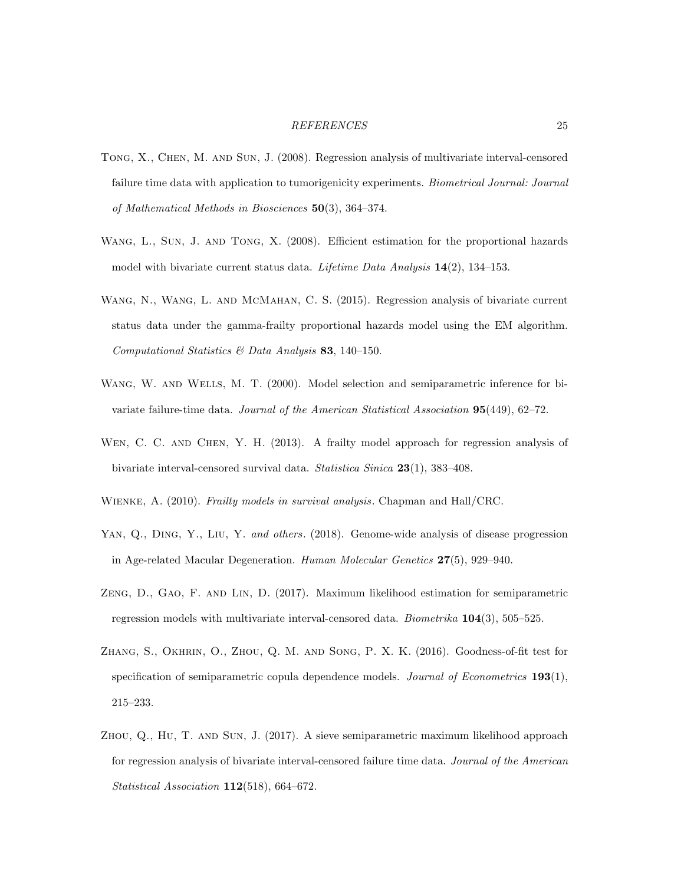Tong, X., Chen, M. and Sun, J. (2008). Regression analysis of multivariate interval-censored failure time data with application to tumorigenicity experiments. *Biometrical Journal: Journal of Mathematical Methods in Biosciences* **50**(3), 364–374.

Wang, L., Sun, J. and Tong, X. (2008). Efficient estimation for the proportional hazards model with bivariate current status data. *Lifetime Data Analysis* **14**(2), 134–153.

Wang, N., Wang, L. and McMahan, C. S. (2015). Regression analysis of bivariate current status data under the gamma-frailty proportional hazards model using the EM algorithm. *Computational Statistics & Data Analysis* **83**, 140–150.

Wang, W. and Wells, M. T. (2000). Model selection and semiparametric inference for bivariate failure-time data. *Journal of the American Statistical Association* **95**(449), 62–72.

Wen, C. C. and Chen, Y. H. (2013). A frailty model approach for regression analysis of bivariate interval-censored survival data. *Statistica Sinica* **23**(1), 383–408.

Wienke, A. (2010). *Frailty models in survival analysis*. Chapman and Hall/CRC.

Yan, Q., Ding, Y., Liu, Y. *and others*. (2018). Genome-wide analysis of disease progression in Age-related Macular Degeneration. *Human Molecular Genetics* **27**(5), 929–940.

Zeng, D., Gao, F. and Lin, D. (2017). Maximum likelihood estimation for semiparametric regression models with multivariate interval-censored data. *Biometrika* **104**(3), 505–525.

Zhang, S., Okhrin, O., Zhou, Q. M. and Song, P. X. K. (2016). Goodness-of-fit test for specification of semiparametric copula dependence models. *Journal of Econometrics* **193**(1), 215–233.

Zhou, Q., Hu, T. and Sun, J. (2017). A sieve semiparametric maximum likelihood approach for regression analysis of bivariate interval-censored failure time data. *Journal of the American Statistical Association* **112**(518), 664–672.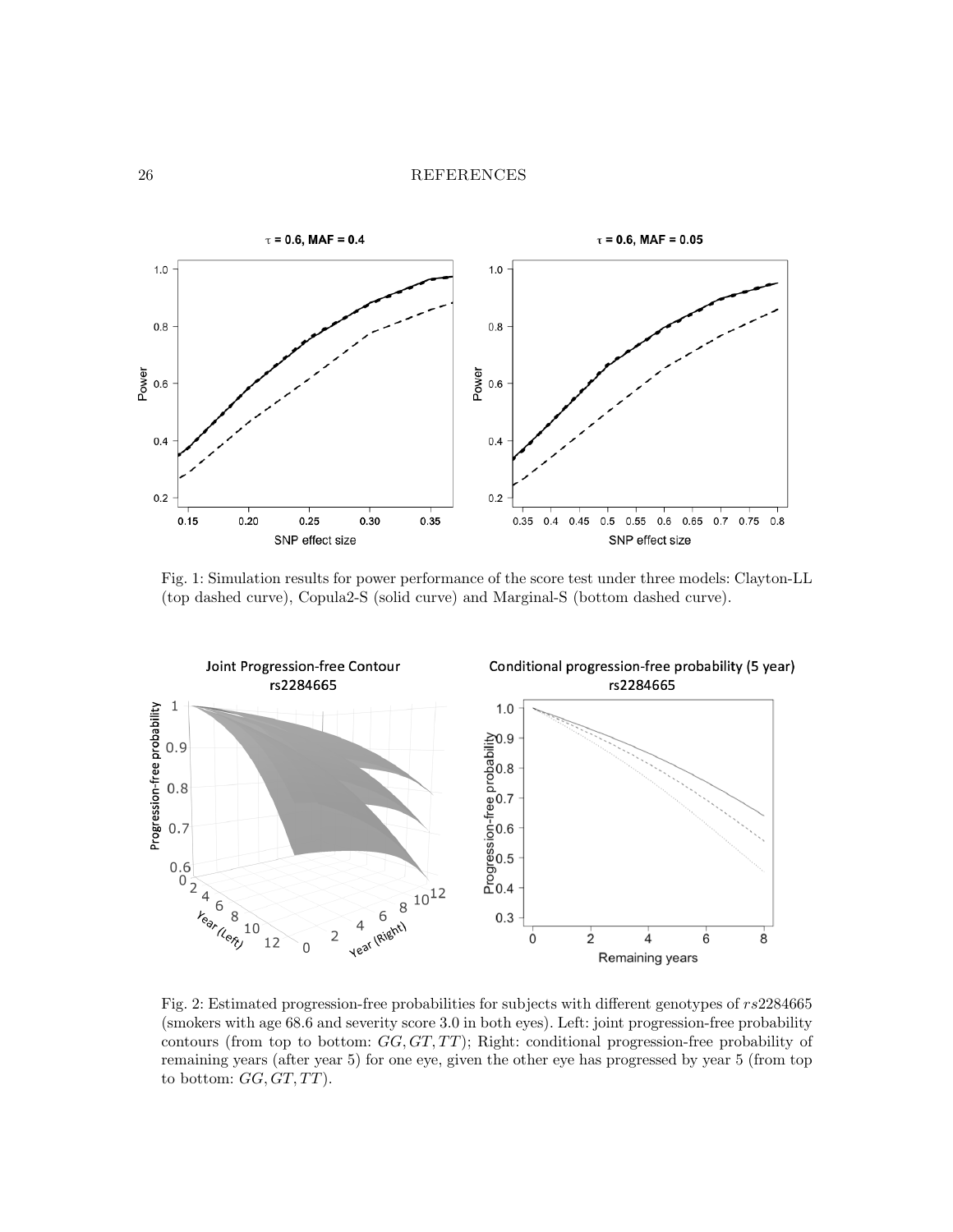Fig. 1: Simulation results for power performance of the score test under three models: Clayton-LL (top dashed curve), Copula2-S (solid curve) and Marginal-S (bottom dashed curve).

Fig. 2: Estimated progression-free probabilities for subjects with different genotypes of $rs2284665$ (smokers with age 68.6 and severity score 3.0 in both eyes). Left: joint progression-free probability contours (from top to bottom: $GG, GT, TT$); Right: conditional progression-free probability of remaining years (after year 5) for one eye, given the other eye has progressed by year 5 (from top to bottom: $GG, GT, TT$).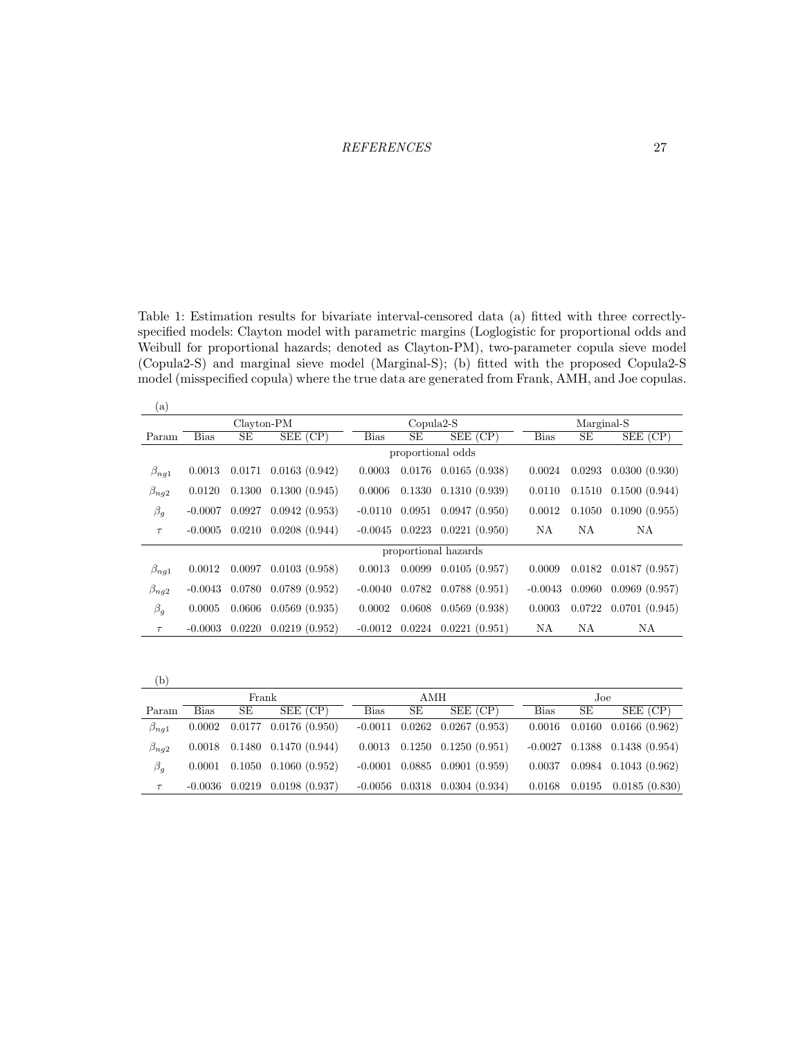Table 1: Estimation results for bivariate interval-censored data (a) fitted with three correctly-specified models: Clayton model with parametric margins (Loglogistic for proportional odds and Weibull for proportional hazards; denoted as Clayton-PM), two-parameter copula sieve model (Copula2-S) and marginal sieve model (Marginal-S); (b) fitted with the proposed Copula2-S model (misspecified copula) where the true data are generated from Frank, AMH, and Joe copulas.

(a)

| | Clayton-PM | | | Copula2-S | | | Marginal-S | | |
|---|---|---|---|---|---|---|---|---|---|
| Param | Bias | SE | SEE (CP) | Bias | SE | SEE (CP) | Bias | SE | SEE (CP) |
| | | | | proportional odds | | | | | |
| $\beta_{ng1}$ | 0.0013 | 0.0171 | 0.0163 (0.942) | 0.0003 | 0.0176 | 0.0165 (0.938) | 0.0024 | 0.0293 | 0.0300 (0.930) |
| $\beta_{ng2}$ | 0.0120 | 0.1300 | 0.1300 (0.945) | 0.0006 | 0.1330 | 0.1310 (0.939) | 0.0110 | 0.1510 | 0.1500 (0.944) |
| $\beta_g$ | -0.0007 | 0.0927 | 0.0942 (0.953) | -0.0110 | 0.0951 | 0.0947 (0.950) | 0.0012 | 0.1050 | 0.1090 (0.955) |
| $\tau$ | -0.0005 | 0.0210 | 0.0208 (0.944) | -0.0045 | 0.0223 | 0.0221 (0.950) | NA | NA | NA |
| | | | | proportional hazards | | | | | |
| $\beta_{ng1}$ | 0.0012 | 0.0097 | 0.0103 (0.958) | 0.0013 | 0.0099 | 0.0105 (0.957) | 0.0009 | 0.0182 | 0.0187 (0.957) |
| $\beta_{ng2}$ | -0.0043 | 0.0780 | 0.0789 (0.952) | -0.0040 | 0.0782 | 0.0788 (0.951) | -0.0043 | 0.0960 | 0.0969 (0.957) |
| $\beta_g$ | 0.0005 | 0.0606 | 0.0569 (0.935) | 0.0002 | 0.0608 | 0.0569 (0.938) | 0.0003 | 0.0722 | 0.0701 (0.945) |
| $\tau$ | -0.0003 | 0.0220 | 0.0219 (0.952) | -0.0012 | 0.0224 | 0.0221 (0.951) | NA | NA | NA |

(b)

| | Frank | | | AMH | | | Joe | | |
|---|---|---|---|---|---|---|---|---|---|
| Param | Bias | SE | SEE (CP) | Bias | SE | SEE (CP) | Bias | SE | SEE (CP) |
| $\beta_{ng1}$ | 0.0002 | 0.0177 | 0.0176 (0.950) | -0.0011 | 0.0262 | 0.0267 (0.953) | 0.0016 | 0.0160 | 0.0166 (0.962) |
| $\beta_{ng2}$ | 0.0018 | 0.1480 | 0.1470 (0.944) | 0.0013 | 0.1250 | 0.1250 (0.951) | -0.0027 | 0.1388 | 0.1438 (0.954) |
| $\beta_g$ | 0.0001 | 0.1050 | 0.1060 (0.952) | -0.0001 | 0.0885 | 0.0901 (0.959) | 0.0037 | 0.0984 | 0.1043 (0.962) |
| $\tau$ | -0.0036 | 0.0219 | 0.0198 (0.937) | -0.0056 | 0.0318 | 0.0304 (0.934) | 0.0168 | 0.0195 | 0.0185 (0.830) |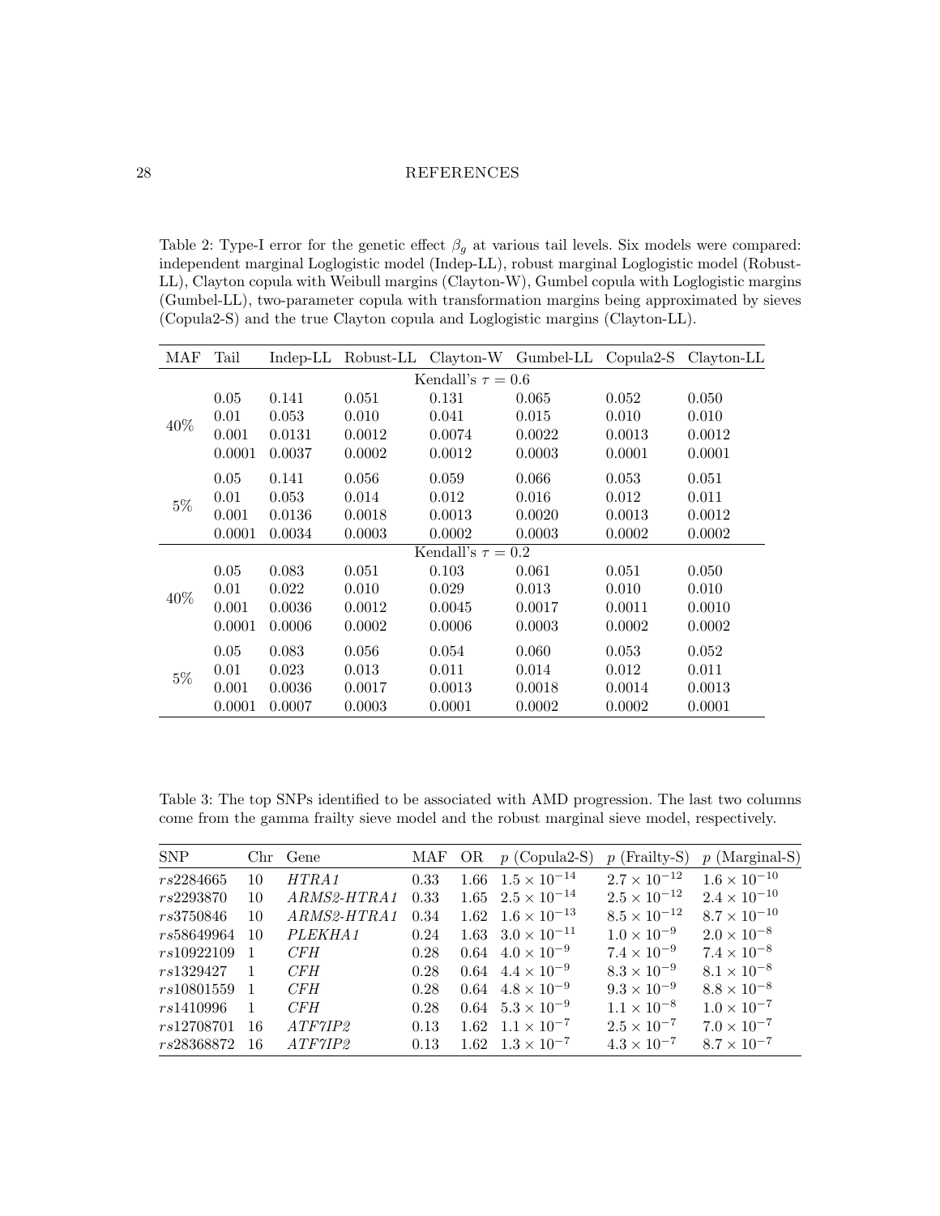Table 2: Type-I error for the genetic effect $\beta_g$ at various tail levels. Six models were compared: independent marginal Loglogistic model (Indep-LL), robust marginal Loglogistic model (Robust-LL), Clayton copula with Weibull margins (Clayton-W), Gumbel copula with Loglogistic margins (Gumbel-LL), two-parameter copula with transformation margins being approximated by sieves (Copula2-S) and the true Clayton copula and Loglogistic margins (Clayton-LL).

| MAF | Tail | Indep-LL | Robust-LL | Clayton-W | Gumbel-LL | Copula2-S | Clayton-LL |
|---|---|---|---|---|---|---|---|
| | | | | Kendall's $\tau = 0.6$ | | | |
| 40% | 0.05 | 0.141 | 0.051 | 0.131 | 0.065 | 0.052 | 0.050 |
| | 0.01 | 0.053 | 0.010 | 0.041 | 0.015 | 0.010 | 0.010 |
| | 0.001 | 0.0131 | 0.0012 | 0.0074 | 0.0022 | 0.0013 | 0.0012 |
| | 0.0001 | 0.0037 | 0.0002 | 0.0012 | 0.0003 | 0.0001 | 0.0001 |
| 5% | 0.05 | 0.141 | 0.056 | 0.059 | 0.066 | 0.053 | 0.051 |
| | 0.01 | 0.053 | 0.014 | 0.012 | 0.016 | 0.012 | 0.011 |
| | 0.001 | 0.0136 | 0.0018 | 0.0013 | 0.0020 | 0.0013 | 0.0012 |
| | 0.0001 | 0.0034 | 0.0003 | 0.0002 | 0.0003 | 0.0002 | 0.0002 |
| | | | | Kendall's $\tau = 0.2$ | | | |
| 40% | 0.05 | 0.083 | 0.051 | 0.103 | 0.061 | 0.051 | 0.050 |
| | 0.01 | 0.022 | 0.010 | 0.029 | 0.013 | 0.010 | 0.010 |
| | 0.001 | 0.0036 | 0.0012 | 0.0045 | 0.0017 | 0.0011 | 0.0010 |
| | 0.0001 | 0.0006 | 0.0002 | 0.0006 | 0.0003 | 0.0002 | 0.0002 |
| 5% | 0.05 | 0.083 | 0.056 | 0.054 | 0.060 | 0.053 | 0.052 |
| | 0.01 | 0.023 | 0.013 | 0.011 | 0.014 | 0.012 | 0.011 |
| | 0.001 | 0.0036 | 0.0017 | 0.0013 | 0.0018 | 0.0014 | 0.0013 |
| | 0.0001 | 0.0007 | 0.0003 | 0.0001 | 0.0002 | 0.0002 | 0.0001 |

Table 3: The top SNPs identified to be associated with AMD progression. The last two columns come from the gamma frailty sieve model and the robust marginal sieve model, respectively.

| SNP | Chr | Gene | MAF | OR | $p$ (Copula2-S) | $p$ (Frailty-S) | $p$ (Marginal-S) |
|---|---|---|---|---|---|---|---|
| *rs*2284665 | 10 | *HTRA1* | 0.33 | 1.66 | $1.5 \times 10^{-14}$ | $2.7 \times 10^{-12}$ | $1.6 \times 10^{-10}$ |
| *rs*2293870 | 10 | *ARMS2-HTRA1* | 0.33 | 1.65 | $2.5 \times 10^{-14}$ | $2.5 \times 10^{-12}$ | $2.4 \times 10^{-10}$ |
| *rs*3750846 | 10 | *ARMS2-HTRA1* | 0.34 | 1.62 | $1.6 \times 10^{-13}$ | $8.5 \times 10^{-12}$ | $8.7 \times 10^{-10}$ |
| *rs*58649964 | 10 | *PLEKHA1* | 0.24 | 1.63 | $3.0 \times 10^{-11}$ | $1.0 \times 10^{-9}$ | $2.0 \times 10^{-8}$ |
| *rs*10922109 | 1 | *CFH* | 0.28 | 0.64 | $4.0 \times 10^{-9}$ | $7.4 \times 10^{-9}$ | $7.4 \times 10^{-8}$ |
| *rs*1329427 | 1 | *CFH* | 0.28 | 0.64 | $4.4 \times 10^{-9}$ | $8.3 \times 10^{-9}$ | $8.1 \times 10^{-8}$ |
| *rs*10801559 | 1 | *CFH* | 0.28 | 0.64 | $4.8 \times 10^{-9}$ | $9.3 \times 10^{-9}$ | $8.8 \times 10^{-8}$ |
| *rs*1410996 | 1 | *CFH* | 0.28 | 0.64 | $5.3 \times 10^{-9}$ | $1.1 \times 10^{-8}$ | $1.0 \times 10^{-7}$ |
| *rs*12708701 | 16 | *ATF7IP2* | 0.13 | 1.62 | $1.1 \times 10^{-7}$ | $2.5 \times 10^{-7}$ | $7.0 \times 10^{-7}$ |
| *rs*28368872 | 16 | *ATF7IP2* | 0.13 | 1.62 | $1.3 \times 10^{-7}$ | $4.3 \times 10^{-7}$ | $8.7 \times 10^{-7}$ |